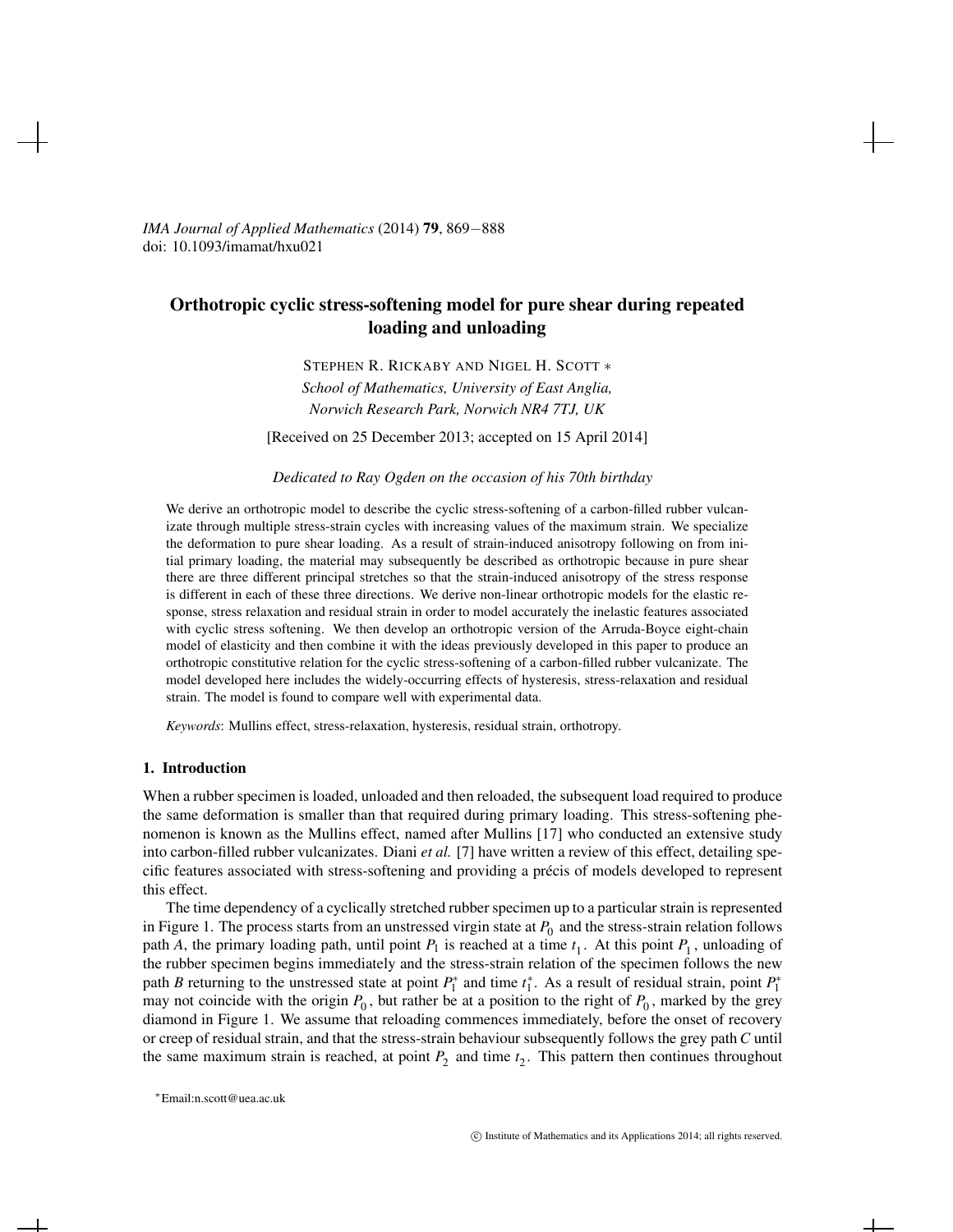*IMA Journal of Applied Mathematics* (2014) **79**, 869−888
doi: 10.1093/imamat/hxu021

# Orthotropic cyclic stress-softening model for pure shear during repeated loading and unloading

STEPHEN R. RICKABY AND NIGEL H. SCOTT ∗

*School of Mathematics, University of East Anglia, Norwich Research Park, Norwich NR4 7TJ, UK*

[Received on 25 December 2013; accepted on 15 April 2014]

*Dedicated to Ray Ogden on the occasion of his 70th birthday*

We derive an orthotropic model to describe the cyclic stress-softening of a carbon-filled rubber vulcanizate through multiple stress-strain cycles with increasing values of the maximum strain. We specialize the deformation to pure shear loading. As a result of strain-induced anisotropy following on from initial primary loading, the material may subsequently be described as orthotropic because in pure shear there are three different principal stretches so that the strain-induced anisotropy of the stress response is different in each of these three directions. We derive non-linear orthotropic models for the elastic response, stress relaxation and residual strain in order to model accurately the inelastic features associated with cyclic stress softening. We then develop an orthotropic version of the Arruda-Boyce eight-chain model of elasticity and then combine it with the ideas previously developed in this paper to produce an orthotropic constitutive relation for the cyclic stress-softening of a carbon-filled rubber vulcanizate. The model developed here includes the widely-occurring effects of hysteresis, stress-relaxation and residual strain. The model is found to compare well with experimental data.

*Keywords*: Mullins effect, stress-relaxation, hysteresis, residual strain, orthotropy.

## 1. Introduction

When a rubber specimen is loaded, unloaded and then reloaded, the subsequent load required to produce the same deformation is smaller than that required during primary loading. This stress-softening phenomenon is known as the Mullins effect, named after Mullins [17] who conducted an extensive study into carbon-filled rubber vulcanizates. Diani *et al.* [7] have written a review of this effect, detailing specific features associated with stress-softening and providing a précis of models developed to represent this effect.

The time dependency of a cyclically stretched rubber specimen up to a particular strain is represented in Figure 1. The process starts from an unstressed virgin state at $P_0$ and the stress-strain relation follows path $A$, the primary loading path, until point $P_1$ is reached at a time $t_1$. At this point $P_1$, unloading of the rubber specimen begins immediately and the stress-strain relation of the specimen follows the new path $B$ returning to the unstressed state at point $P_1^*$ and time $t_1^*$. As a result of residual strain, point $P_1^*$ may not coincide with the origin $P_0$, but rather be at a position to the right of $P_0$, marked by the grey diamond in Figure 1. We assume that reloading commences immediately, before the onset of recovery or creep of residual strain, and that the stress-strain behaviour subsequently follows the grey path $C$ until the same maximum strain is reached, at point $P_2$ and time $t_2$. This pattern then continues throughout

∗Email:n.scott@uea.ac.uk

© Institute of Mathematics and its Applications 2014; all rights reserved.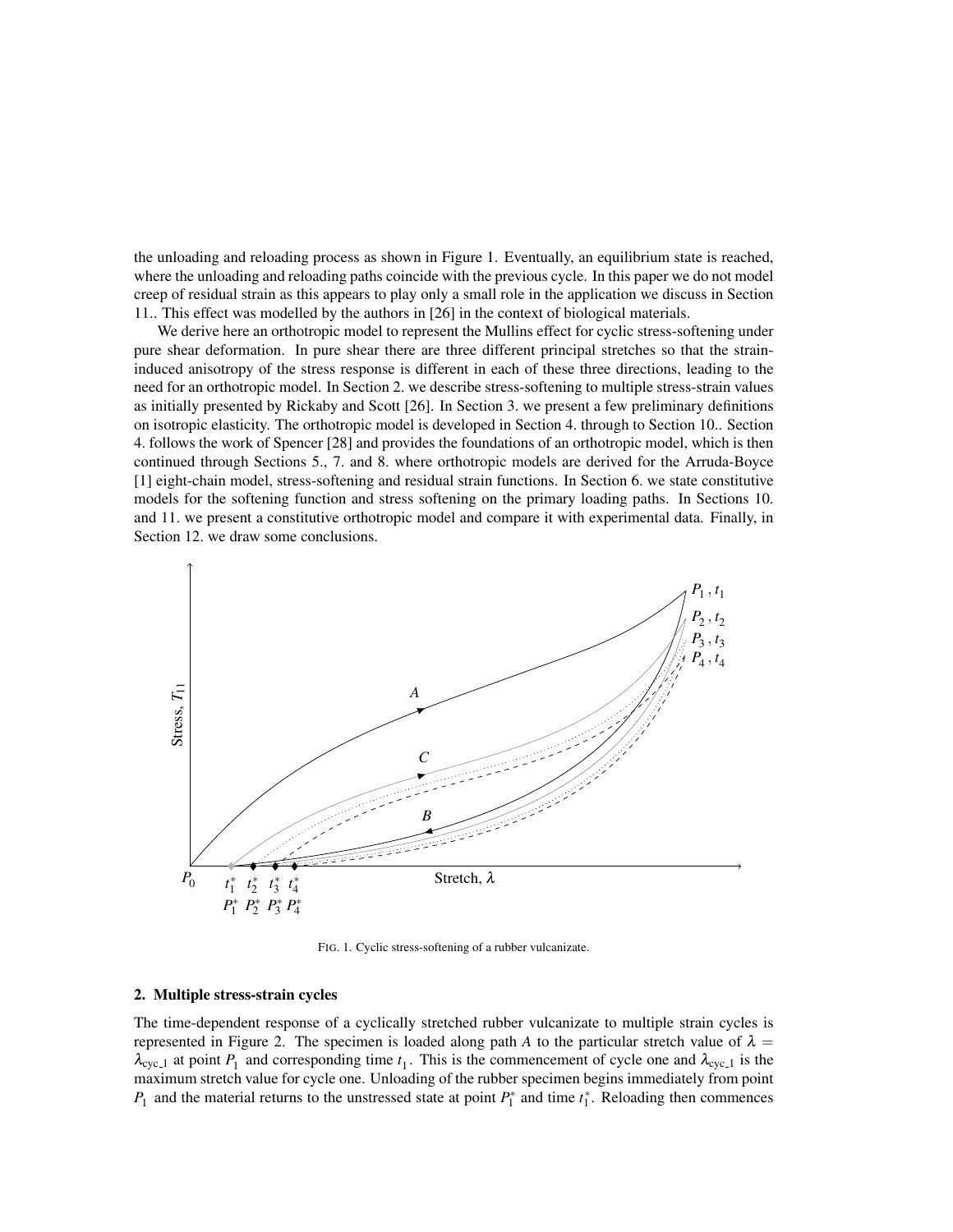the unloading and reloading process as shown in Figure 1. Eventually, an equilibrium state is reached, where the unloading and reloading paths coincide with the previous cycle. In this paper we do not model creep of residual strain as this appears to play only a small role in the application we discuss in Section 11.. This effect was modelled by the authors in [26] in the context of biological materials.

We derive here an orthotropic model to represent the Mullins effect for cyclic stress-softening under pure shear deformation. In pure shear there are three different principal stretches so that the strain-induced anisotropy of the stress response is different in each of these three directions, leading to the need for an orthotropic model. In Section 2. we describe stress-softening to multiple stress-strain values as initially presented by Rickaby and Scott [26]. In Section 3. we present a few preliminary definitions on isotropic elasticity. The orthotropic model is developed in Section 4. through to Section 10.. Section 4. follows the work of Spencer [28] and provides the foundations of an orthotropic model, which is then continued through Sections 5., 7. and 8. where orthotropic models are derived for the Arruda-Boyce [1] eight-chain model, stress-softening and residual strain functions. In Section 6. we state constitutive models for the softening function and stress softening on the primary loading paths. In Sections 10. and 11. we present a constitutive orthotropic model and compare it with experimental data. Finally, in Section 12. we draw some conclusions.

FIG. 1. Cyclic stress-softening of a rubber vulcanizate.

## 2. Multiple stress-strain cycles

The time-dependent response of a cyclically stretched rubber vulcanizate to multiple strain cycles is represented in Figure 2. The specimen is loaded along path $A$ to the particular stretch value of $\lambda = \lambda_{\text{cyc\_1}}$ at point $P_1$ and corresponding time $t_1$. This is the commencement of cycle one and $\lambda_{\text{cyc\_1}}$ is the maximum stretch value for cycle one. Unloading of the rubber specimen begins immediately from point $P_1$ and the material returns to the unstressed state at point $P_1^*$ and time $t_1^*$. Reloading then commences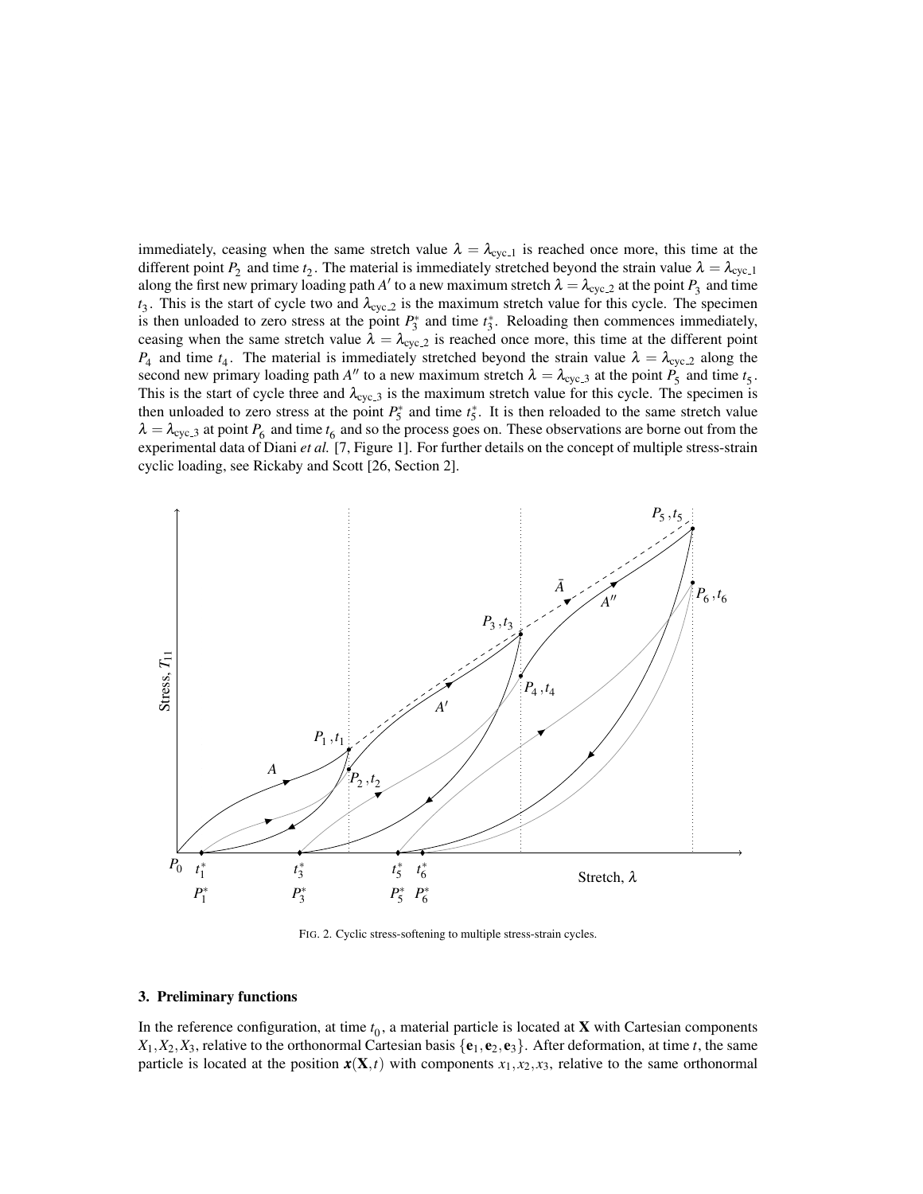immediately, ceasing when the same stretch value $\lambda = \lambda_{\text{cyc\_1}}$ is reached once more, this time at the different point $P_2$ and time $t_2$. The material is immediately stretched beyond the strain value $\lambda = \lambda_{\text{cyc\_1}}$ along the first new primary loading path $A'$ to a new maximum stretch $\lambda = \lambda_{\text{cyc\_2}}$ at the point $P_3$ and time $t_3$. This is the start of cycle two and $\lambda_{\text{cyc\_2}}$ is the maximum stretch value for this cycle. The specimen is then unloaded to zero stress at the point $P_3^*$ and time $t_3^*$. Reloading then commences immediately, ceasing when the same stretch value $\lambda = \lambda_{\text{cyc\_2}}$ is reached once more, this time at the different point $P_4$ and time $t_4$. The material is immediately stretched beyond the strain value $\lambda = \lambda_{\text{cyc\_2}}$ along the second new primary loading path $A''$ to a new maximum stretch $\lambda = \lambda_{\text{cyc\_3}}$ at the point $P_5$ and time $t_5$. This is the start of cycle three and $\lambda_{\text{cyc\_3}}$ is the maximum stretch value for this cycle. The specimen is then unloaded to zero stress at the point $P_5^*$ and time $t_5^*$. It is then reloaded to the same stretch value $\lambda = \lambda_{\text{cyc\_3}}$ at point $P_6$ and time $t_6$ and so the process goes on. These observations are borne out from the experimental data of Diani *et al.* [7, Figure 1]. For further details on the concept of multiple stress-strain cyclic loading, see Rickaby and Scott [26, Section 2].

FIG. 2. Cyclic stress-softening to multiple stress-strain cycles.

## 3. Preliminary functions

In the reference configuration, at time $t_0$, a material particle is located at $\mathbf{X}$ with Cartesian components $X_1, X_2, X_3$, relative to the orthonormal Cartesian basis $\{\mathbf{e}_1, \mathbf{e}_2, \mathbf{e}_3\}$. After deformation, at time $t$, the same particle is located at the position $\boldsymbol{x}(\mathbf{X}, t)$ with components $x_1, x_2, x_3$, relative to the same orthonormal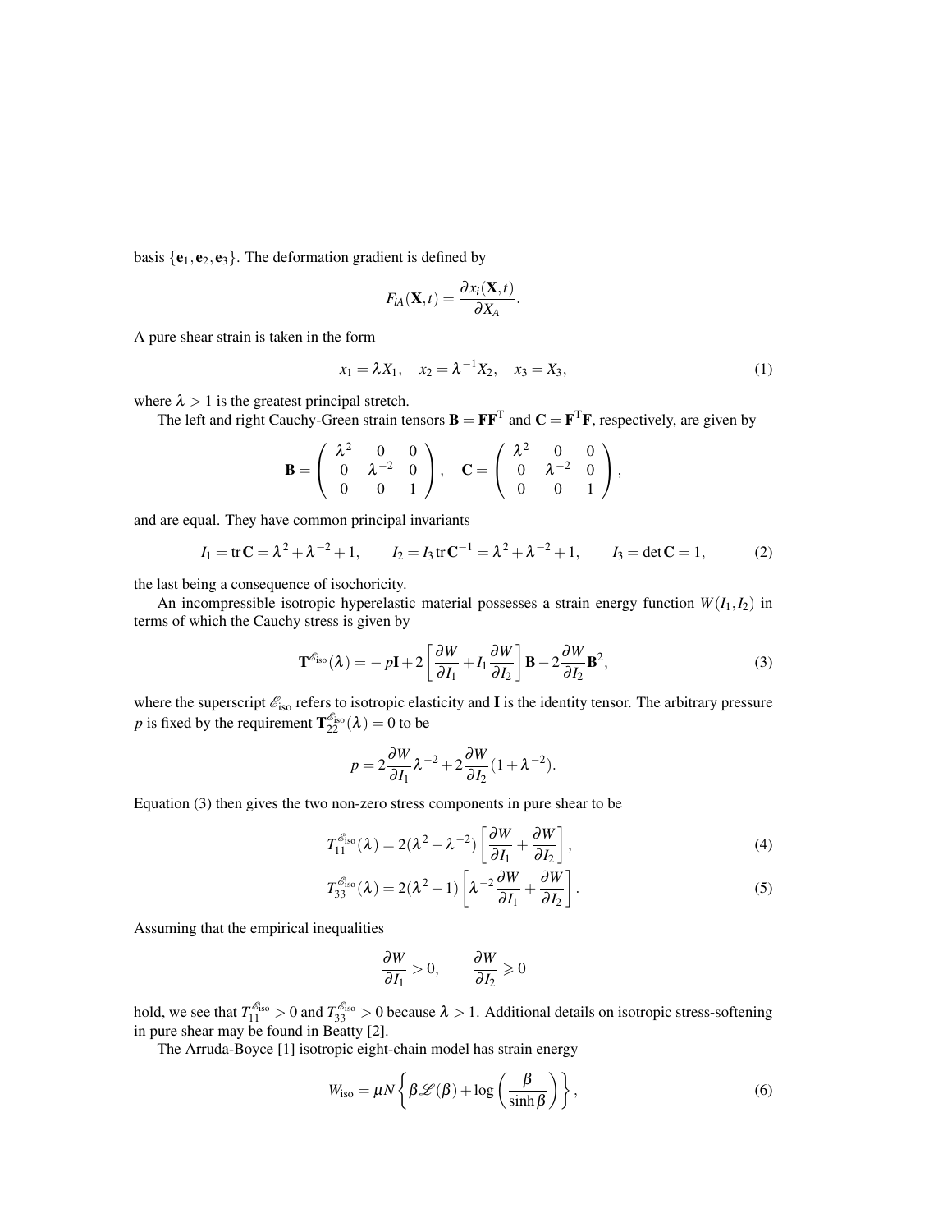basis $\{\mathbf{e}_1, \mathbf{e}_2, \mathbf{e}_3\}$. The deformation gradient is defined by

$$F_{iA}(\mathbf{X},t) = \frac{\partial x_i(\mathbf{X},t)}{\partial X_A}.$$

A pure shear strain is taken in the form

$$x_1 = \lambda X_1, \quad x_2 = \lambda^{-1} X_2, \quad x_3 = X_3, \tag{1}$$

where $\lambda > 1$ is the greatest principal stretch.

The left and right Cauchy-Green strain tensors $\mathbf{B} = \mathbf{F}\mathbf{F}^{\mathrm{T}}$ and $\mathbf{C} = \mathbf{F}^{\mathrm{T}}\mathbf{F}$, respectively, are given by

$$\mathbf{B} = \begin{pmatrix} \lambda^2 & 0 & 0 \\ 0 & \lambda^{-2} & 0 \\ 0 & 0 & 1 \end{pmatrix}, \quad \mathbf{C} = \begin{pmatrix} \lambda^2 & 0 & 0 \\ 0 & \lambda^{-2} & 0 \\ 0 & 0 & 1 \end{pmatrix},$$

and are equal. They have common principal invariants

$$I_1 = \operatorname{tr}\mathbf{C} = \lambda^2 + \lambda^{-2} + 1, \qquad I_2 = I_3 \operatorname{tr}\mathbf{C}^{-1} = \lambda^2 + \lambda^{-2} + 1, \qquad I_3 = \det\mathbf{C} = 1, \tag{2}$$

the last being a consequence of isochoricity.

An incompressible isotropic hyperelastic material possesses a strain energy function $W(I_1, I_2)$ in terms of which the Cauchy stress is given by

$$\mathbf{T}^{\mathscr{E}_{\text{iso}}}(\lambda) = -p\mathbf{I} + 2\left[\frac{\partial W}{\partial I_1} + I_1 \frac{\partial W}{\partial I_2}\right]\mathbf{B} - 2\frac{\partial W}{\partial I_2}\mathbf{B}^2, \tag{3}$$

where the superscript $\mathscr{E}_{\text{iso}}$ refers to isotropic elasticity and $\mathbf{I}$ is the identity tensor. The arbitrary pressure $p$ is fixed by the requirement $\mathbf{T}_{22}^{\mathscr{E}_{\text{iso}}}(\lambda) = 0$ to be

$$p = 2\frac{\partial W}{\partial I_1}\lambda^{-2} + 2\frac{\partial W}{\partial I_2}(1 + \lambda^{-2}).$$

Equation (3) then gives the two non-zero stress components in pure shear to be

$$T_{11}^{\mathscr{E}_{\text{iso}}}(\lambda) = 2(\lambda^2 - \lambda^{-2})\left[\frac{\partial W}{\partial I_1} + \frac{\partial W}{\partial I_2}\right], \tag{4}$$

$$T_{33}^{\mathscr{E}_{\text{iso}}}(\lambda) = 2(\lambda^2 - 1)\left[\lambda^{-2}\frac{\partial W}{\partial I_1} + \frac{\partial W}{\partial I_2}\right]. \tag{5}$$

Assuming that the empirical inequalities

$$\frac{\partial W}{\partial I_1} > 0, \qquad \frac{\partial W}{\partial I_2} \geqslant 0$$

hold, we see that $T_{11}^{\mathscr{E}_{\text{iso}}} > 0$ and $T_{33}^{\mathscr{E}_{\text{iso}}} > 0$ because $\lambda > 1$. Additional details on isotropic stress-softening in pure shear may be found in Beatty [2].

The Arruda-Boyce [1] isotropic eight-chain model has strain energy

$$W_{\text{iso}} = \mu N \left\{ \beta \mathscr{L}(\beta) + \log\left(\frac{\beta}{\sinh\beta}\right) \right\}, \tag{6}$$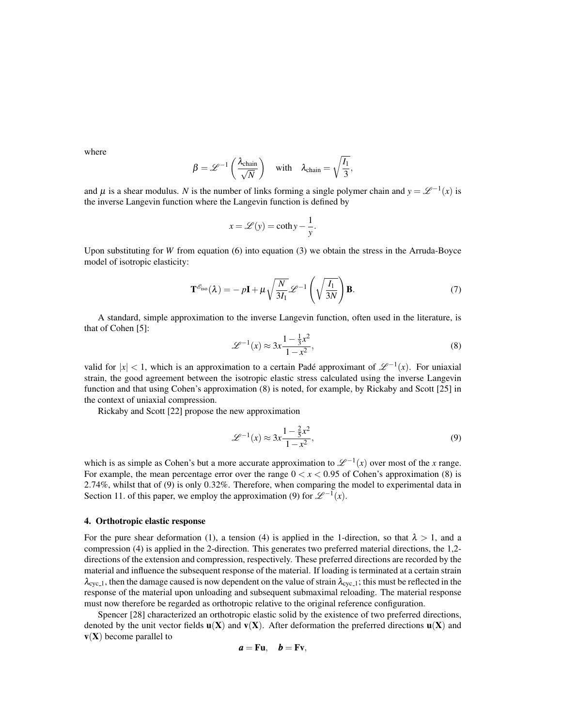where

$$\beta = \mathscr{L}^{-1}\left(\frac{\lambda_{\text{chain}}}{\sqrt{N}}\right) \quad \text{with} \quad \lambda_{\text{chain}} = \sqrt{\frac{I_1}{3}},$$

and $\mu$ is a shear modulus. $N$ is the number of links forming a single polymer chain and $y = \mathscr{L}^{-1}(x)$ is the inverse Langevin function where the Langevin function is defined by

$$x = \mathscr{L}(y) = \coth y - \frac{1}{y}.$$

Upon substituting for $W$ from equation (6) into equation (3) we obtain the stress in the Arruda-Boyce model of isotropic elasticity:

$$\mathbf{T}^{\mathscr{E}_{\text{iso}}}(\lambda) = -p\mathbf{I} + \mu\sqrt{\frac{N}{3I_1}}\mathscr{L}^{-1}\left(\sqrt{\frac{I_1}{3N}}\right)\mathbf{B}. \tag{7}$$

A standard, simple approximation to the inverse Langevin function, often used in the literature, is that of Cohen [5]:

$$\mathscr{L}^{-1}(x) \approx 3x\frac{1-\frac{1}{3}x^2}{1-x^2}, \tag{8}$$

valid for $|x| < 1$, which is an approximation to a certain Padé approximant of $\mathscr{L}^{-1}(x)$. For uniaxial strain, the good agreement between the isotropic elastic stress calculated using the inverse Langevin function and that using Cohen's approximation (8) is noted, for example, by Rickaby and Scott [25] in the context of uniaxial compression.

Rickaby and Scott [22] propose the new approximation

$$\mathscr{L}^{-1}(x) \approx 3x\frac{1-\frac{2}{5}x^2}{1-x^2}, \tag{9}$$

which is as simple as Cohen's but a more accurate approximation to $\mathscr{L}^{-1}(x)$ over most of the $x$ range. For example, the mean percentage error over the range $0 < x < 0.95$ of Cohen's approximation (8) is 2.74%, whilst that of (9) is only 0.32%. Therefore, when comparing the model to experimental data in Section 11. of this paper, we employ the approximation (9) for $\mathscr{L}^{-1}(x)$.

## 4. Orthotropic elastic response

For the pure shear deformation (1), a tension (4) is applied in the 1-direction, so that $\lambda > 1$, and a compression (4) is applied in the 2-direction. This generates two preferred material directions, the 1,2-directions of the extension and compression, respectively. These preferred directions are recorded by the material and influence the subsequent response of the material. If loading is terminated at a certain strain $\lambda_{\text{cyc\_1}}$, then the damage caused is now dependent on the value of strain $\lambda_{\text{cyc\_1}}$; this must be reflected in the response of the material upon unloading and subsequent submaximal reloading. The material response must now therefore be regarded as orthotropic relative to the original reference configuration.

Spencer [28] characterized an orthotropic elastic solid by the existence of two preferred directions, denoted by the unit vector fields $\mathbf{u}(\mathbf{X})$ and $\mathbf{v}(\mathbf{X})$. After deformation the preferred directions $\mathbf{u}(\mathbf{X})$ and $\mathbf{v}(\mathbf{X})$ become parallel to

$$\boldsymbol{a} = \mathbf{F}\mathbf{u}, \quad \boldsymbol{b} = \mathbf{F}\mathbf{v},$$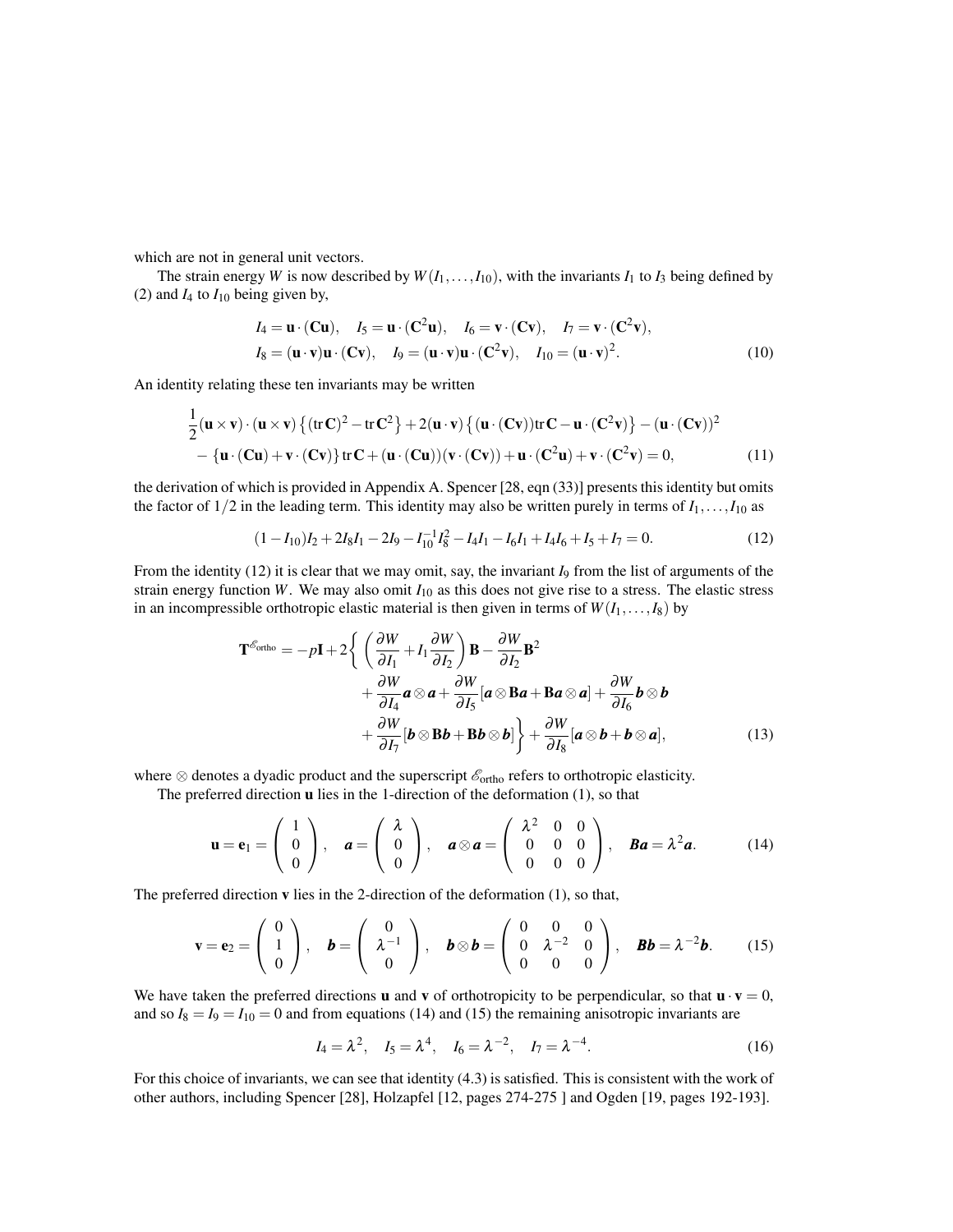which are not in general unit vectors.

The strain energy $W$ is now described by $W(I_1,\ldots,I_{10})$, with the invariants $I_1$ to $I_3$ being defined by (2) and $I_4$ to $I_{10}$ being given by,

$$I_4=\mathbf{u}\cdot(\mathbf{C}\mathbf{u}),\quad I_5=\mathbf{u}\cdot(\mathbf{C}^2\mathbf{u}),\quad I_6=\mathbf{v}\cdot(\mathbf{C}\mathbf{v}),\quad I_7=\mathbf{v}\cdot(\mathbf{C}^2\mathbf{v}),$$
$$I_8=(\mathbf{u}\cdot\mathbf{v})\mathbf{u}\cdot(\mathbf{C}\mathbf{v}),\quad I_9=(\mathbf{u}\cdot\mathbf{v})\mathbf{u}\cdot(\mathbf{C}^2\mathbf{v}),\quad I_{10}=(\mathbf{u}\cdot\mathbf{v})^2. \tag{10}$$

An identity relating these ten invariants may be written

$$\frac{1}{2}(\mathbf{u}\times\mathbf{v})\cdot(\mathbf{u}\times\mathbf{v})\left\{(\operatorname{tr}\mathbf{C})^2-\operatorname{tr}\mathbf{C}^2\right\}+2(\mathbf{u}\cdot\mathbf{v})\left\{(\mathbf{u}\cdot(\mathbf{C}\mathbf{v}))\operatorname{tr}\mathbf{C}-\mathbf{u}\cdot(\mathbf{C}^2\mathbf{v})\right\}-(\mathbf{u}\cdot(\mathbf{C}\mathbf{v}))^2$$
$$-\left\{\mathbf{u}\cdot(\mathbf{C}\mathbf{u})+\mathbf{v}\cdot(\mathbf{C}\mathbf{v})\right\}\operatorname{tr}\mathbf{C}+(\mathbf{u}\cdot(\mathbf{C}\mathbf{u}))(\mathbf{v}\cdot(\mathbf{C}\mathbf{v}))+\mathbf{u}\cdot(\mathbf{C}^2\mathbf{u})+\mathbf{v}\cdot(\mathbf{C}^2\mathbf{v})=0, \tag{11}$$

the derivation of which is provided in Appendix A. Spencer [28, eqn (33)] presents this identity but omits the factor of $1/2$ in the leading term. This identity may also be written purely in terms of $I_1,\ldots,I_{10}$ as

$$(1-I_{10})I_2+2I_8I_1-2I_9-I_{10}^{-1}I_8^2-I_4I_1-I_6I_1+I_4I_6+I_5+I_7=0. \tag{12}$$

From the identity (12) it is clear that we may omit, say, the invariant $I_9$ from the list of arguments of the strain energy function $W$. We may also omit $I_{10}$ as this does not give rise to a stress. The elastic stress in an incompressible orthotropic elastic material is then given in terms of $W(I_1,\ldots,I_8)$ by

$$\begin{aligned}\mathbf{T}^{\mathscr{E}_{\text{ortho}}}=-p\mathbf{I}+2\Bigg\{&\left(\frac{\partial W}{\partial I_1}+I_1\frac{\partial W}{\partial I_2}\right)\mathbf{B}-\frac{\partial W}{\partial I_2}\mathbf{B}^2\\&+\frac{\partial W}{\partial I_4}\boldsymbol{a}\otimes\boldsymbol{a}+\frac{\partial W}{\partial I_5}[\boldsymbol{a}\otimes\mathbf{B}\boldsymbol{a}+\mathbf{B}\boldsymbol{a}\otimes\boldsymbol{a}]+\frac{\partial W}{\partial I_6}\boldsymbol{b}\otimes\boldsymbol{b}\\&+\frac{\partial W}{\partial I_7}[\boldsymbol{b}\otimes\mathbf{B}\boldsymbol{b}+\mathbf{B}\boldsymbol{b}\otimes\boldsymbol{b}]\Bigg\}+\frac{\partial W}{\partial I_8}[\boldsymbol{a}\otimes\boldsymbol{b}+\boldsymbol{b}\otimes\boldsymbol{a}],\end{aligned} \tag{13}$$

where $\otimes$ denotes a dyadic product and the superscript $\mathscr{E}_{\text{ortho}}$ refers to orthotropic elasticity.

The preferred direction $\mathbf{u}$ lies in the 1-direction of the deformation (1), so that

$$\mathbf{u}=\mathbf{e}_1=\begin{pmatrix}1\\0\\0\end{pmatrix},\quad \boldsymbol{a}=\begin{pmatrix}\lambda\\0\\0\end{pmatrix},\quad \boldsymbol{a}\otimes\boldsymbol{a}=\begin{pmatrix}\lambda^2&0&0\\0&0&0\\0&0&0\end{pmatrix},\quad \boldsymbol{B}\boldsymbol{a}=\lambda^2\boldsymbol{a}. \tag{14}$$

The preferred direction $\mathbf{v}$ lies in the 2-direction of the deformation (1), so that,

$$\mathbf{v}=\mathbf{e}_2=\begin{pmatrix}0\\1\\0\end{pmatrix},\quad \boldsymbol{b}=\begin{pmatrix}0\\\lambda^{-1}\\0\end{pmatrix},\quad \boldsymbol{b}\otimes\boldsymbol{b}=\begin{pmatrix}0&0&0\\0&\lambda^{-2}&0\\0&0&0\end{pmatrix},\quad \boldsymbol{B}\boldsymbol{b}=\lambda^{-2}\boldsymbol{b}. \tag{15}$$

We have taken the preferred directions $\mathbf{u}$ and $\mathbf{v}$ of orthotropicity to be perpendicular, so that $\mathbf{u}\cdot\mathbf{v}=0$, and so $I_8=I_9=I_{10}=0$ and from equations (14) and (15) the remaining anisotropic invariants are

$$I_4=\lambda^2,\quad I_5=\lambda^4,\quad I_6=\lambda^{-2},\quad I_7=\lambda^{-4}. \tag{16}$$

For this choice of invariants, we can see that identity (4.3) is satisfied. This is consistent with the work of other authors, including Spencer [28], Holzapfel [12, pages 274-275 ] and Ogden [19, pages 192-193].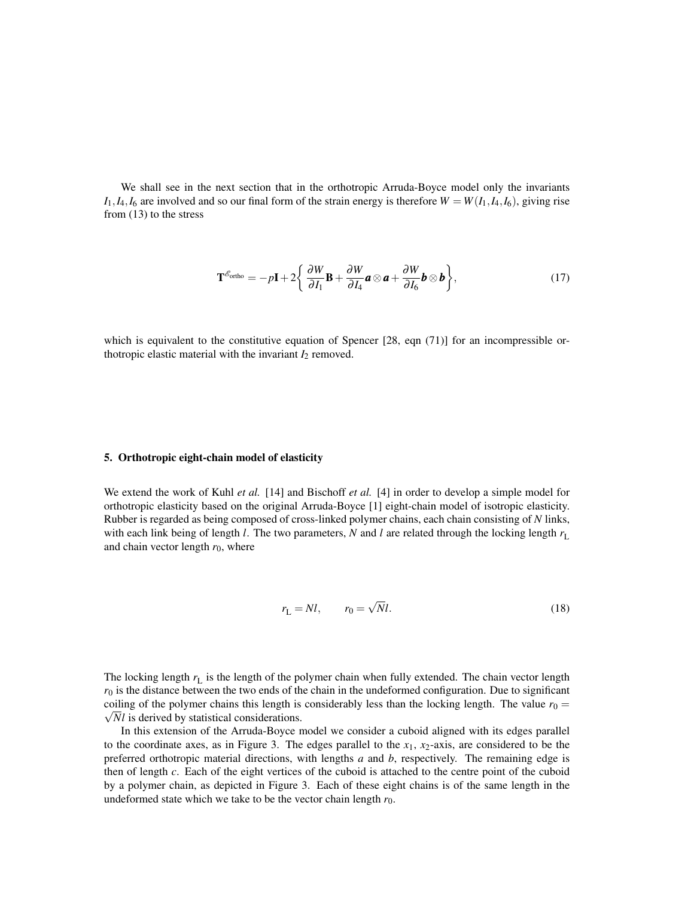We shall see in the next section that in the orthotropic Arruda-Boyce model only the invariants $I_1, I_4, I_6$ are involved and so our final form of the strain energy is therefore $W = W(I_1, I_4, I_6)$, giving rise from (13) to the stress

$$\mathbf{T}^{\mathscr{E}_{\text{ortho}}} = -p\mathbf{I} + 2\left\{ \frac{\partial W}{\partial I_1}\mathbf{B} + \frac{\partial W}{\partial I_4}\boldsymbol{a}\otimes\boldsymbol{a} + \frac{\partial W}{\partial I_6}\boldsymbol{b}\otimes\boldsymbol{b} \right\}, \tag{17}$$

which is equivalent to the constitutive equation of Spencer [28, eqn (71)] for an incompressible orthotropic elastic material with the invariant $I_2$ removed.

## 5. Orthotropic eight-chain model of elasticity

We extend the work of Kuhl *et al.* [14] and Bischoff *et al.* [4] in order to develop a simple model for orthotropic elasticity based on the original Arruda-Boyce [1] eight-chain model of isotropic elasticity. Rubber is regarded as being composed of cross-linked polymer chains, each chain consisting of $N$ links, with each link being of length $l$. The two parameters, $N$ and $l$ are related through the locking length $r_{\text{L}}$ and chain vector length $r_0$, where

$$r_{\text{L}} = Nl, \qquad r_0 = \sqrt{N}l. \tag{18}$$

The locking length $r_{\text{L}}$ is the length of the polymer chain when fully extended. The chain vector length $r_0$ is the distance between the two ends of the chain in the undeformed configuration. Due to significant coiling of the polymer chains this length is considerably less than the locking length. The value $r_0 = \sqrt{N}l$ is derived by statistical considerations.

In this extension of the Arruda-Boyce model we consider a cuboid aligned with its edges parallel to the coordinate axes, as in Figure 3. The edges parallel to the $x_1$, $x_2$-axis, are considered to be the preferred orthotropic material directions, with lengths $a$ and $b$, respectively. The remaining edge is then of length $c$. Each of the eight vertices of the cuboid is attached to the centre point of the cuboid by a polymer chain, as depicted in Figure 3. Each of these eight chains is of the same length in the undeformed state which we take to be the vector chain length $r_0$.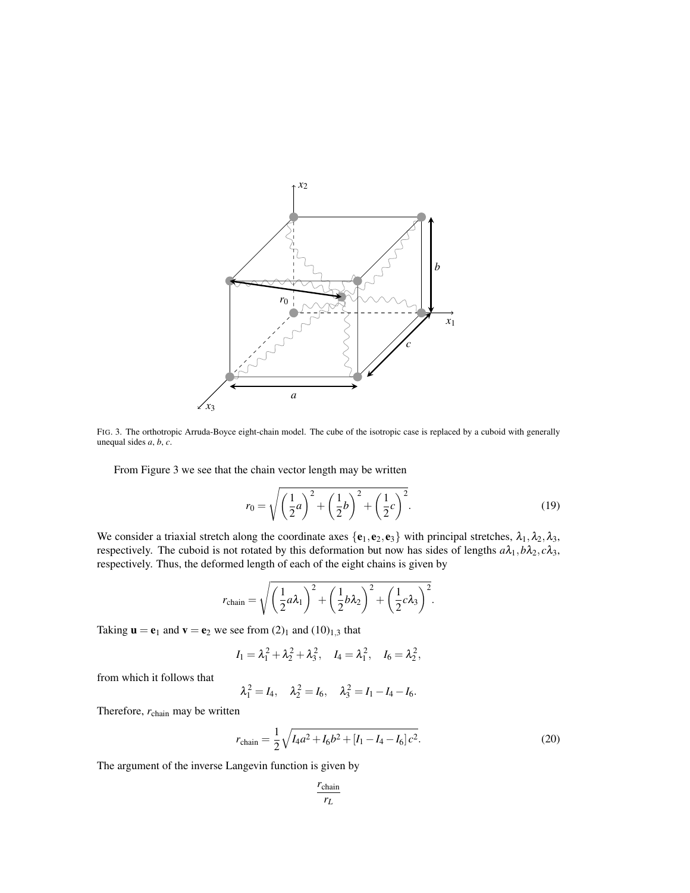FIG. 3. The orthotropic Arruda-Boyce eight-chain model. The cube of the isotropic case is replaced by a cuboid with generally unequal sides $a$, $b$, $c$.

From Figure 3 we see that the chain vector length may be written

$$r_0 = \sqrt{\left(\frac{1}{2}a\right)^2 + \left(\frac{1}{2}b\right)^2 + \left(\frac{1}{2}c\right)^2}. \tag{19}$$

We consider a triaxial stretch along the coordinate axes $\{\mathbf{e}_1, \mathbf{e}_2, \mathbf{e}_3\}$ with principal stretches, $\lambda_1, \lambda_2, \lambda_3$, respectively. The cuboid is not rotated by this deformation but now has sides of lengths $a\lambda_1, b\lambda_2, c\lambda_3$, respectively. Thus, the deformed length of each of the eight chains is given by

$$r_{\text{chain}} = \sqrt{\left(\frac{1}{2}a\lambda_1\right)^2 + \left(\frac{1}{2}b\lambda_2\right)^2 + \left(\frac{1}{2}c\lambda_3\right)^2}.$$

Taking $\mathbf{u} = \mathbf{e}_1$ and $\mathbf{v} = \mathbf{e}_2$ we see from $(2)_1$ and $(10)_{1,3}$ that

$$I_1 = \lambda_1^2 + \lambda_2^2 + \lambda_3^2, \quad I_4 = \lambda_1^2, \quad I_6 = \lambda_2^2,$$

from which it follows that

$$\lambda_1^2 = I_4, \quad \lambda_2^2 = I_6, \quad \lambda_3^2 = I_1 - I_4 - I_6.$$

Therefore, $r_{\text{chain}}$ may be written

$$r_{\text{chain}} = \frac{1}{2}\sqrt{I_4 a^2 + I_6 b^2 + [I_1 - I_4 - I_6]\, c^2}. \tag{20}$$

The argument of the inverse Langevin function is given by

$$\frac{r_{\text{chain}}}{r_L}$$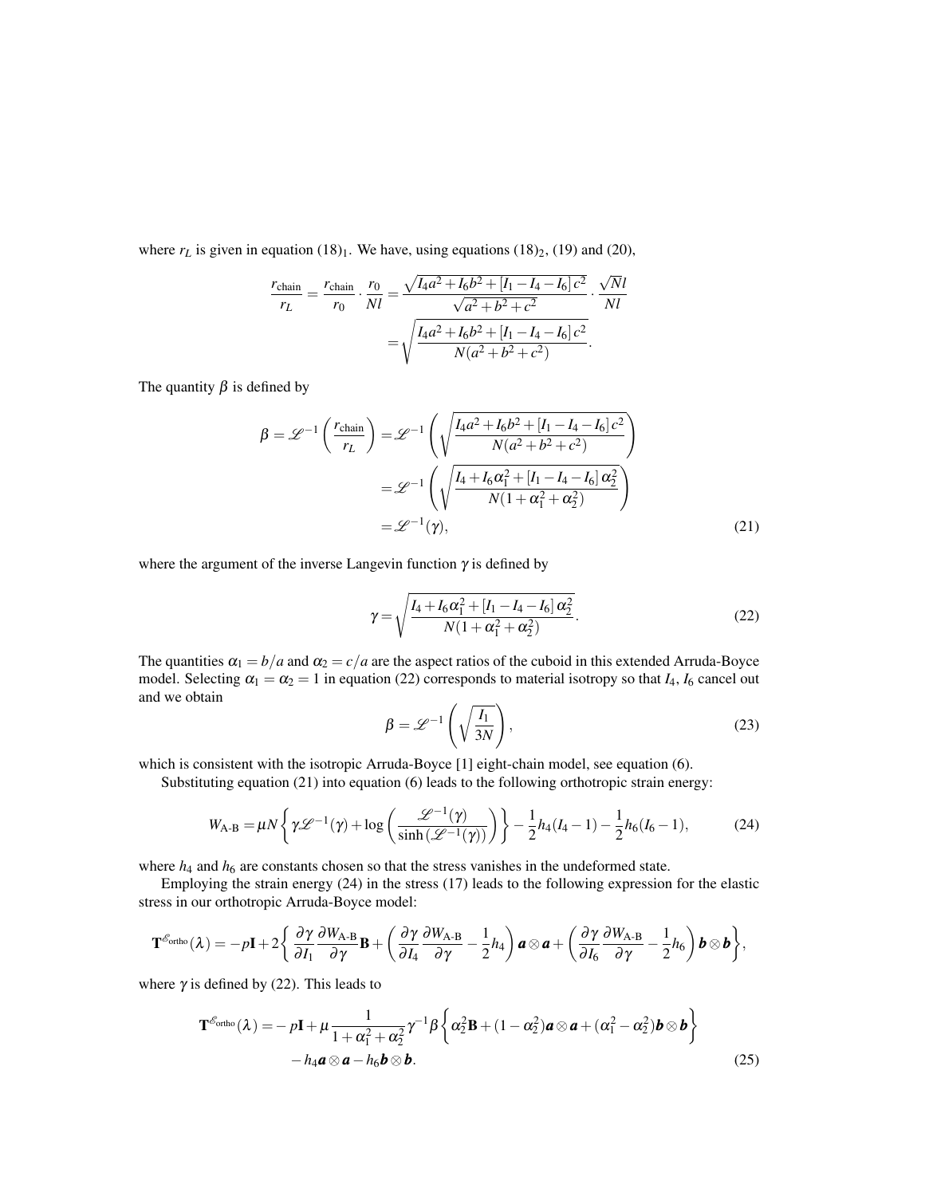where $r_L$ is given in equation $(18)_1$. We have, using equations $(18)_2$, (19) and (20),

$$\frac{r_{\text{chain}}}{r_L} = \frac{r_{\text{chain}}}{r_0} \cdot \frac{r_0}{Nl} = \frac{\sqrt{I_4 a^2 + I_6 b^2 + [I_1 - I_4 - I_6]\, c^2}}{\sqrt{a^2+b^2+c^2}} \cdot \frac{\sqrt{N}l}{Nl}$$

$$= \sqrt{\frac{I_4 a^2 + I_6 b^2 + [I_1 - I_4 - I_6]\, c^2}{N(a^2+b^2+c^2)}}.$$

The quantity $\beta$ is defined by

$$\begin{aligned}
\beta = \mathscr{L}^{-1}\left(\frac{r_{\text{chain}}}{r_L}\right) &= \mathscr{L}^{-1}\left(\sqrt{\frac{I_4 a^2 + I_6 b^2 + [I_1 - I_4 - I_6]\, c^2}{N(a^2+b^2+c^2)}}\right) \\
&= \mathscr{L}^{-1}\left(\sqrt{\frac{I_4 + I_6 \alpha_1^2 + [I_1 - I_4 - I_6]\, \alpha_2^2}{N(1+\alpha_1^2+\alpha_2^2)}}\right) \\
&= \mathscr{L}^{-1}(\gamma),
\end{aligned} \tag{21}$$

where the argument of the inverse Langevin function $\gamma$ is defined by

$$\gamma = \sqrt{\frac{I_4 + I_6 \alpha_1^2 + [I_1 - I_4 - I_6]\, \alpha_2^2}{N(1+\alpha_1^2+\alpha_2^2)}}. \tag{22}$$

The quantities $\alpha_1 = b/a$ and $\alpha_2 = c/a$ are the aspect ratios of the cuboid in this extended Arruda-Boyce model. Selecting $\alpha_1 = \alpha_2 = 1$ in equation (22) corresponds to material isotropy so that $I_4$, $I_6$ cancel out and we obtain

$$\beta = \mathscr{L}^{-1}\left(\sqrt{\frac{I_1}{3N}}\right), \tag{23}$$

which is consistent with the isotropic Arruda-Boyce [1] eight-chain model, see equation (6).

Substituting equation (21) into equation (6) leads to the following orthotropic strain energy:

$$W_{\text{A-B}} = \mu N \left\{ \gamma \mathscr{L}^{-1}(\gamma) + \log\left(\frac{\mathscr{L}^{-1}(\gamma)}{\sinh\left(\mathscr{L}^{-1}(\gamma)\right)}\right)\right\} - \frac{1}{2}h_4(I_4 - 1) - \frac{1}{2}h_6(I_6 - 1), \tag{24}$$

where $h_4$ and $h_6$ are constants chosen so that the stress vanishes in the undeformed state.

Employing the strain energy (24) in the stress (17) leads to the following expression for the elastic stress in our orthotropic Arruda-Boyce model:

$$\mathbf{T}^{\mathscr{E}_{\text{ortho}}}(\lambda) = -p\mathbf{I} + 2\left\{ \frac{\partial \gamma}{\partial I_1}\frac{\partial W_{\text{A-B}}}{\partial \gamma}\mathbf{B} + \left(\frac{\partial \gamma}{\partial I_4}\frac{\partial W_{\text{A-B}}}{\partial \gamma} - \frac{1}{2}h_4\right)\boldsymbol{a}\otimes\boldsymbol{a} + \left(\frac{\partial \gamma}{\partial I_6}\frac{\partial W_{\text{A-B}}}{\partial \gamma} - \frac{1}{2}h_6\right)\boldsymbol{b}\otimes\boldsymbol{b}\right\},$$

where $\gamma$ is defined by (22). This leads to

$$\begin{aligned}
\mathbf{T}^{\mathscr{E}_{\text{ortho}}}(\lambda) = &-p\mathbf{I} + \mu \frac{1}{1+\alpha_1^2+\alpha_2^2}\gamma^{-1}\beta\left\{\alpha_2^2\mathbf{B} + (1-\alpha_2^2)\boldsymbol{a}\otimes\boldsymbol{a} + (\alpha_1^2 - \alpha_2^2)\boldsymbol{b}\otimes\boldsymbol{b}\right\} \\
&- h_4\boldsymbol{a}\otimes\boldsymbol{a} - h_6\boldsymbol{b}\otimes\boldsymbol{b}.
\end{aligned} \tag{25}$$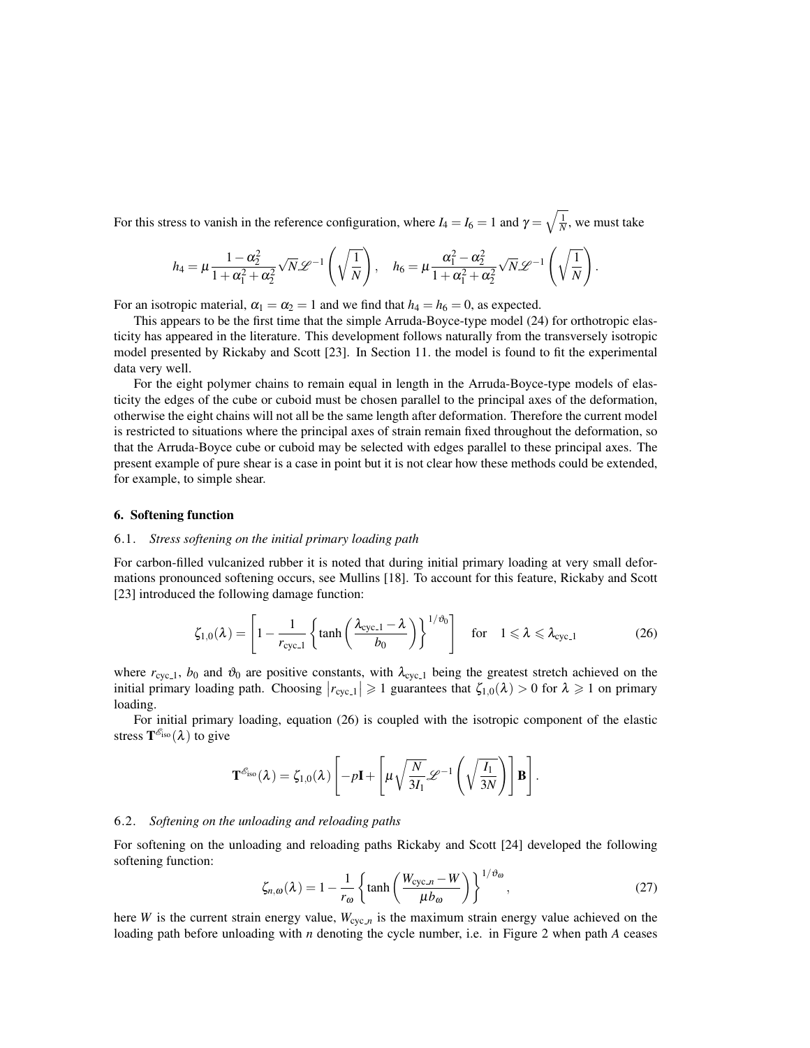For this stress to vanish in the reference configuration, where $I_4 = I_6 = 1$ and $\gamma = \sqrt{\frac{1}{N}}$, we must take

$$h_4 = \mu \frac{1-\alpha_2^2}{1+\alpha_1^2+\alpha_2^2}\sqrt{N}\mathscr{L}^{-1}\left(\sqrt{\frac{1}{N}}\right), \quad h_6 = \mu \frac{\alpha_1^2-\alpha_2^2}{1+\alpha_1^2+\alpha_2^2}\sqrt{N}\mathscr{L}^{-1}\left(\sqrt{\frac{1}{N}}\right).$$

For an isotropic material, $\alpha_1 = \alpha_2 = 1$ and we find that $h_4 = h_6 = 0$, as expected.

This appears to be the first time that the simple Arruda-Boyce-type model (24) for orthotropic elasticity has appeared in the literature. This development follows naturally from the transversely isotropic model presented by Rickaby and Scott [23]. In Section 11. the model is found to fit the experimental data very well.

For the eight polymer chains to remain equal in length in the Arruda-Boyce-type models of elasticity the edges of the cube or cuboid must be chosen parallel to the principal axes of the deformation, otherwise the eight chains will not all be the same length after deformation. Therefore the current model is restricted to situations where the principal axes of strain remain fixed throughout the deformation, so that the Arruda-Boyce cube or cuboid may be selected with edges parallel to these principal axes. The present example of pure shear is a case in point but it is not clear how these methods could be extended, for example, to simple shear.

## 6. Softening function

### 6.1. *Stress softening on the initial primary loading path*

For carbon-filled vulcanized rubber it is noted that during initial primary loading at very small deformations pronounced softening occurs, see Mullins [18]. To account for this feature, Rickaby and Scott [23] introduced the following damage function:

$$\zeta_{1,0}(\lambda) = \left[1 - \frac{1}{r_{\text{cyc\_1}}}\left\{\tanh\left(\frac{\lambda_{\text{cyc\_1}} - \lambda}{b_0}\right)\right\}^{1/\vartheta_0}\right] \quad \text{for} \quad 1 \leqslant \lambda \leqslant \lambda_{\text{cyc\_1}} \tag{26}$$

where $r_{\text{cyc\_1}}$, $b_0$ and $\vartheta_0$ are positive constants, with $\lambda_{\text{cyc\_1}}$ being the greatest stretch achieved on the initial primary loading path. Choosing $|r_{\text{cyc\_1}}| \geqslant 1$ guarantees that $\zeta_{1,0}(\lambda) > 0$ for $\lambda \geqslant 1$ on primary loading.

For initial primary loading, equation (26) is coupled with the isotropic component of the elastic stress $\mathbf{T}^{\mathscr{E}_{\text{iso}}}(\lambda)$ to give

$$\mathbf{T}^{\mathscr{E}_{\text{iso}}}(\lambda) = \zeta_{1,0}(\lambda)\left[-p\mathbf{I} + \left[\mu\sqrt{\frac{N}{3I_1}}\mathscr{L}^{-1}\left(\sqrt{\frac{I_1}{3N}}\right)\right]\mathbf{B}\right].$$

### 6.2. *Softening on the unloading and reloading paths*

For softening on the unloading and reloading paths Rickaby and Scott [24] developed the following softening function:

$$\zeta_{n,\omega}(\lambda) = 1 - \frac{1}{r_\omega}\left\{\tanh\left(\frac{W_{\text{cyc\_}n} - W}{\mu b_\omega}\right)\right\}^{1/\vartheta_\omega}, \tag{27}$$

here $W$ is the current strain energy value, $W_{\text{cyc\_}n}$ is the maximum strain energy value achieved on the loading path before unloading with $n$ denoting the cycle number, i.e. in Figure 2 when path $A$ ceases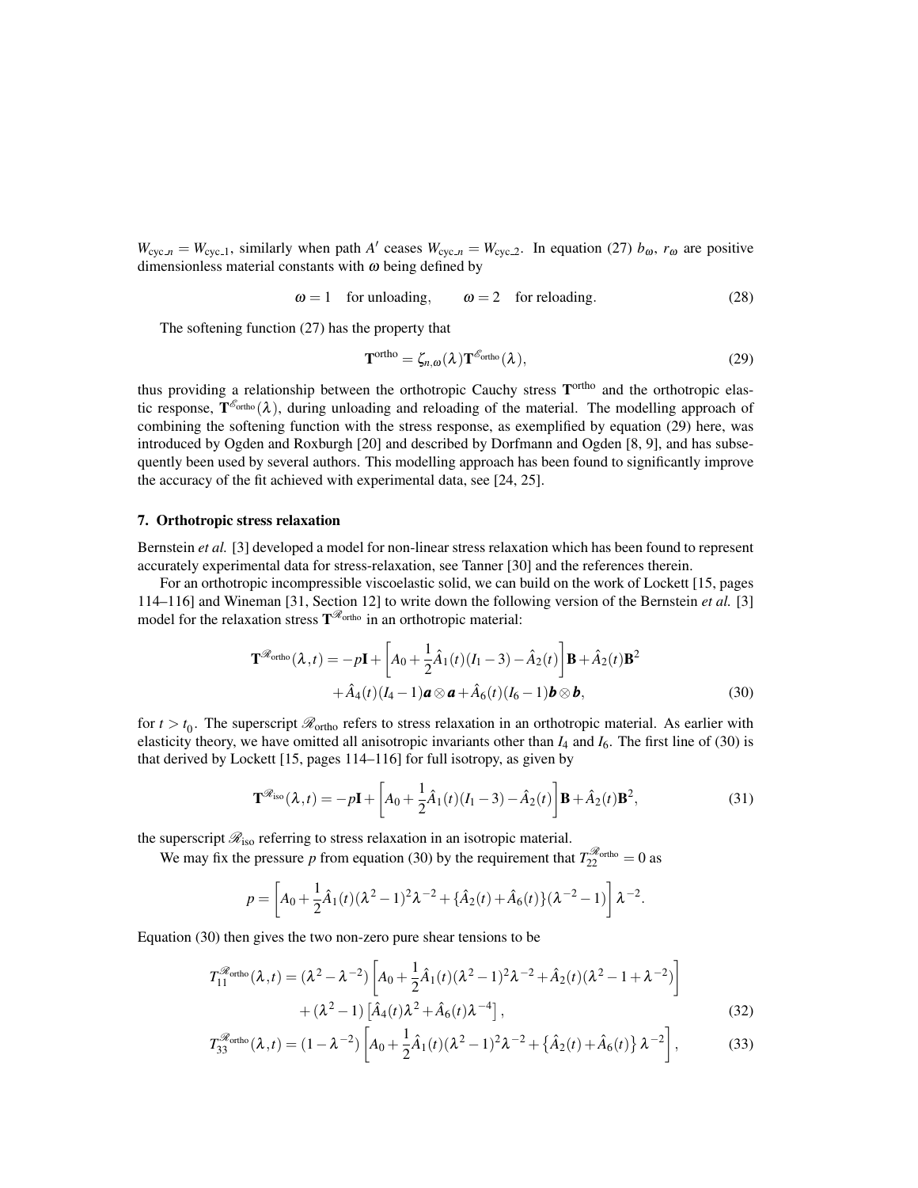$W_{\text{cyc}\_n} = W_{\text{cyc}\_1}$, similarly when path $A'$ ceases $W_{\text{cyc}\_n} = W_{\text{cyc}\_2}$. In equation (27) $b_\omega$, $r_\omega$ are positive dimensionless material constants with $\omega$ being defined by

$$\omega = 1 \quad \text{for unloading}, \qquad \omega = 2 \quad \text{for reloading}. \tag{28}$$

The softening function (27) has the property that

$$\mathbf{T}^{\text{ortho}} = \zeta_{n,\omega}(\lambda)\mathbf{T}^{\mathscr{E}_{\text{ortho}}}(\lambda), \tag{29}$$

thus providing a relationship between the orthotropic Cauchy stress $\mathbf{T}^{\text{ortho}}$ and the orthotropic elastic response, $\mathbf{T}^{\mathscr{E}_{\text{ortho}}}(\lambda)$, during unloading and reloading of the material. The modelling approach of combining the softening function with the stress response, as exemplified by equation (29) here, was introduced by Ogden and Roxburgh [20] and described by Dorfmann and Ogden [8, 9], and has subsequently been used by several authors. This modelling approach has been found to significantly improve the accuracy of the fit achieved with experimental data, see [24, 25].

## 7. Orthotropic stress relaxation

Bernstein *et al.* [3] developed a model for non-linear stress relaxation which has been found to represent accurately experimental data for stress-relaxation, see Tanner [30] and the references therein.

For an orthotropic incompressible viscoelastic solid, we can build on the work of Lockett [15, pages 114–116] and Wineman [31, Section 12] to write down the following version of the Bernstein *et al.* [3] model for the relaxation stress $\mathbf{T}^{\mathscr{R}_{\text{ortho}}}$ in an orthotropic material:

$$\begin{aligned}\mathbf{T}^{\mathscr{R}_{\text{ortho}}}(\lambda,t) = -p\mathbf{I} + \left[A_0 + \frac{1}{2}\hat{A}_1(t)(I_1-3) - \hat{A}_2(t)\right]\mathbf{B} + \hat{A}_2(t)\mathbf{B}^2 \\ + \hat{A}_4(t)(I_4-1)\boldsymbol{a}\otimes\boldsymbol{a} + \hat{A}_6(t)(I_6-1)\boldsymbol{b}\otimes\boldsymbol{b},\end{aligned} \tag{30}$$

for $t > t_0$. The superscript $\mathscr{R}_{\text{ortho}}$ refers to stress relaxation in an orthotropic material. As earlier with elasticity theory, we have omitted all anisotropic invariants other than $I_4$ and $I_6$. The first line of (30) is that derived by Lockett [15, pages 114–116] for full isotropy, as given by

$$\mathbf{T}^{\mathscr{R}_{\text{iso}}}(\lambda,t) = -p\mathbf{I} + \left[A_0 + \frac{1}{2}\hat{A}_1(t)(I_1-3) - \hat{A}_2(t)\right]\mathbf{B} + \hat{A}_2(t)\mathbf{B}^2, \tag{31}$$

the superscript $\mathscr{R}_{\text{iso}}$ referring to stress relaxation in an isotropic material.

We may fix the pressure $p$ from equation (30) by the requirement that $T_{22}^{\mathscr{R}_{\text{ortho}}} = 0$ as

$$p = \left[A_0 + \frac{1}{2}\hat{A}_1(t)(\lambda^2-1)^2\lambda^{-2} + \{\hat{A}_2(t)+\hat{A}_6(t)\}(\lambda^{-2}-1)\right]\lambda^{-2}.$$

Equation (30) then gives the two non-zero pure shear tensions to be

$$\begin{aligned}T_{11}^{\mathscr{R}_{\text{ortho}}}(\lambda,t) = (\lambda^2-\lambda^{-2})\left[A_0 + \frac{1}{2}\hat{A}_1(t)(\lambda^2-1)^2\lambda^{-2} + \hat{A}_2(t)(\lambda^2-1+\lambda^{-2})\right] \\ + (\lambda^2-1)\left[\hat{A}_4(t)\lambda^2 + \hat{A}_6(t)\lambda^{-4}\right],\end{aligned} \tag{32}$$

$$T_{33}^{\mathscr{R}_{\text{ortho}}}(\lambda,t) = (1-\lambda^{-2})\left[A_0 + \frac{1}{2}\hat{A}_1(t)(\lambda^2-1)^2\lambda^{-2} + \left\{\hat{A}_2(t)+\hat{A}_6(t)\right\}\lambda^{-2}\right], \tag{33}$$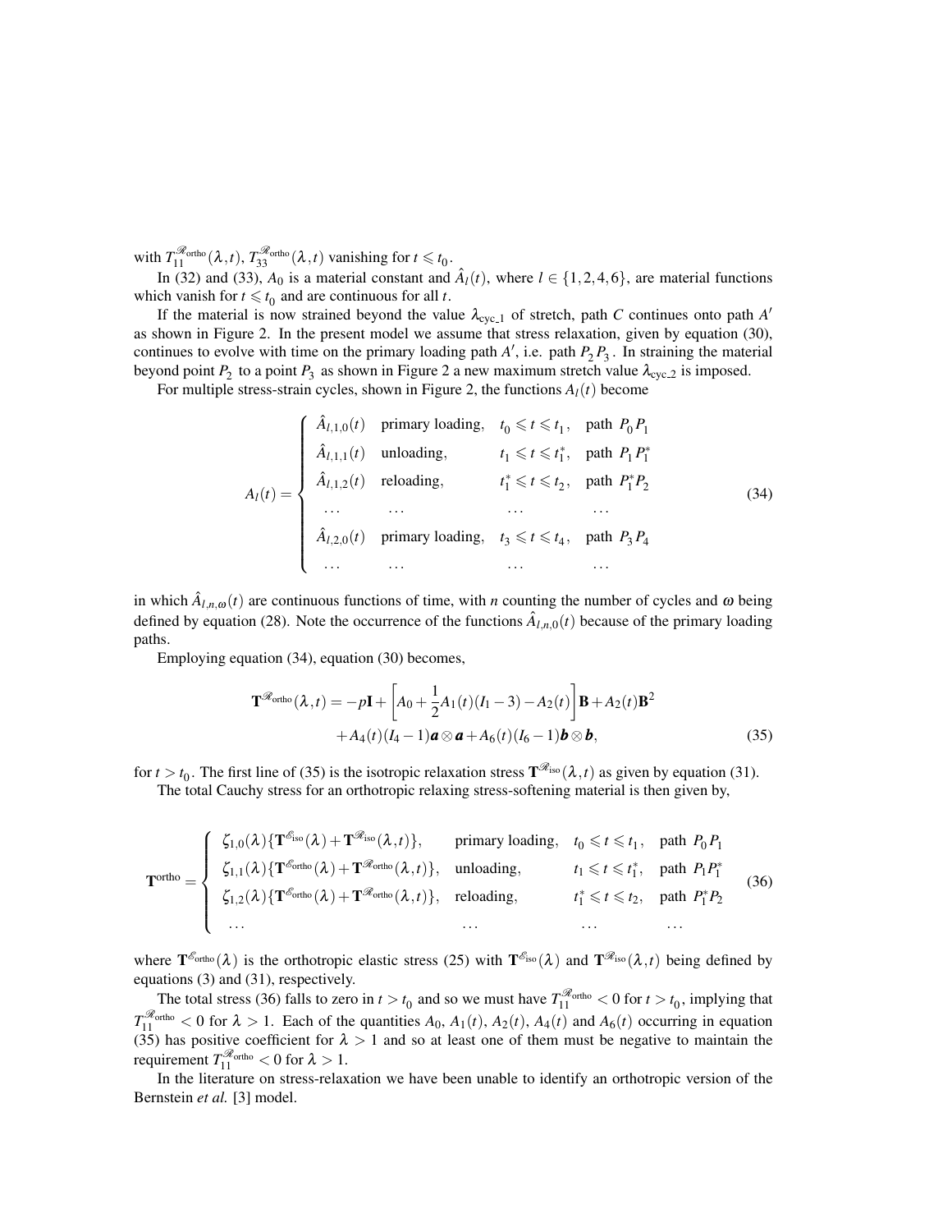with $T_{11}^{\mathscr{R}_{\text{ortho}}}(\lambda,t)$, $T_{33}^{\mathscr{R}_{\text{ortho}}}(\lambda,t)$ vanishing for $t \leqslant t_0$.

In (32) and (33), $A_0$ is a material constant and $\hat{A}_l(t)$, where $l \in \{1,2,4,6\}$, are material functions which vanish for $t \leqslant t_0$ and are continuous for all $t$.

If the material is now strained beyond the value $\lambda_{\text{cyc\_1}}$ of stretch, path $C$ continues onto path $A'$ as shown in Figure 2. In the present model we assume that stress relaxation, given by equation (30), continues to evolve with time on the primary loading path $A'$, i.e. path $P_2P_3$. In straining the material beyond point $P_2$ to a point $P_3$ as shown in Figure 2 a new maximum stretch value $\lambda_{\text{cyc\_2}}$ is imposed.

For multiple stress-strain cycles, shown in Figure 2, the functions $A_l(t)$ become

$$
A_l(t) = \begin{cases}
\hat{A}_{l,1,0}(t) & \text{primary loading}, \quad t_0 \leqslant t \leqslant t_1, \quad \text{path } P_0P_1 \\
\hat{A}_{l,1,1}(t) & \text{unloading}, \quad t_1 \leqslant t \leqslant t_1^*, \quad \text{path } P_1P_1^* \\
\hat{A}_{l,1,2}(t) & \text{reloading}, \quad t_1^* \leqslant t \leqslant t_2, \quad \text{path } P_1^*P_2 \\
\dots & \dots \quad \dots \quad \dots \\
\hat{A}_{l,2,0}(t) & \text{primary loading}, \quad t_3 \leqslant t \leqslant t_4, \quad \text{path } P_3P_4 \\
\dots & \dots \quad \dots \quad \dots
\end{cases}
\tag{34}
$$

in which $\hat{A}_{l,n,\omega}(t)$ are continuous functions of time, with $n$ counting the number of cycles and $\omega$ being defined by equation (28). Note the occurrence of the functions $\hat{A}_{l,n,0}(t)$ because of the primary loading paths.

Employing equation (34), equation (30) becomes,

$$
\begin{aligned}
\mathbf{T}^{\mathscr{R}_{\text{ortho}}}(\lambda,t) = -p\mathbf{I} + \left[A_0 + \frac{1}{2}A_1(t)(I_1-3) - A_2(t)\right]\mathbf{B} + A_2(t)\mathbf{B}^2 \\
+ A_4(t)(I_4-1)\boldsymbol{a}\otimes\boldsymbol{a} + A_6(t)(I_6-1)\boldsymbol{b}\otimes\boldsymbol{b},
\end{aligned}
\tag{35}
$$

for $t > t_0$. The first line of (35) is the isotropic relaxation stress $\mathbf{T}^{\mathscr{R}_{\text{iso}}}(\lambda,t)$ as given by equation (31).

The total Cauchy stress for an orthotropic relaxing stress-softening material is then given by,

$$
\mathbf{T}^{\text{ortho}} = \begin{cases}
\zeta_{1,0}(\lambda)\{\mathbf{T}^{\mathscr{E}_{\text{iso}}}(\lambda) + \mathbf{T}^{\mathscr{R}_{\text{iso}}}(\lambda,t)\}, & \text{primary loading}, \quad t_0 \leqslant t \leqslant t_1, \quad \text{path } P_0P_1 \\
\zeta_{1,1}(\lambda)\{\mathbf{T}^{\mathscr{E}_{\text{ortho}}}(\lambda) + \mathbf{T}^{\mathscr{R}_{\text{ortho}}}(\lambda,t)\}, & \text{unloading}, \quad t_1 \leqslant t \leqslant t_1^*, \quad \text{path } P_1P_1^* \\
\zeta_{1,2}(\lambda)\{\mathbf{T}^{\mathscr{E}_{\text{ortho}}}(\lambda) + \mathbf{T}^{\mathscr{R}_{\text{ortho}}}(\lambda,t)\}, & \text{reloading}, \quad t_1^* \leqslant t \leqslant t_2, \quad \text{path } P_1^*P_2 \\
\dots & \dots \quad \dots \quad \dots
\end{cases}
\tag{36}
$$

where $\mathbf{T}^{\mathscr{E}_{\text{ortho}}}(\lambda)$ is the orthotropic elastic stress (25) with $\mathbf{T}^{\mathscr{E}_{\text{iso}}}(\lambda)$ and $\mathbf{T}^{\mathscr{R}_{\text{iso}}}(\lambda,t)$ being defined by equations (3) and (31), respectively.

The total stress (36) falls to zero in $t > t_0$ and so we must have $T_{11}^{\mathscr{R}_{\text{ortho}}} < 0$ for $t > t_0$, implying that $T_{11}^{\mathscr{R}_{\text{ortho}}} < 0$ for $\lambda > 1$. Each of the quantities $A_0$, $A_1(t)$, $A_2(t)$, $A_4(t)$ and $A_6(t)$ occurring in equation (35) has positive coefficient for $\lambda > 1$ and so at least one of them must be negative to maintain the requirement $T_{11}^{\mathscr{R}_{\text{ortho}}} < 0$ for $\lambda > 1$.

In the literature on stress-relaxation we have been unable to identify an orthotropic version of the Bernstein *et al.* [3] model.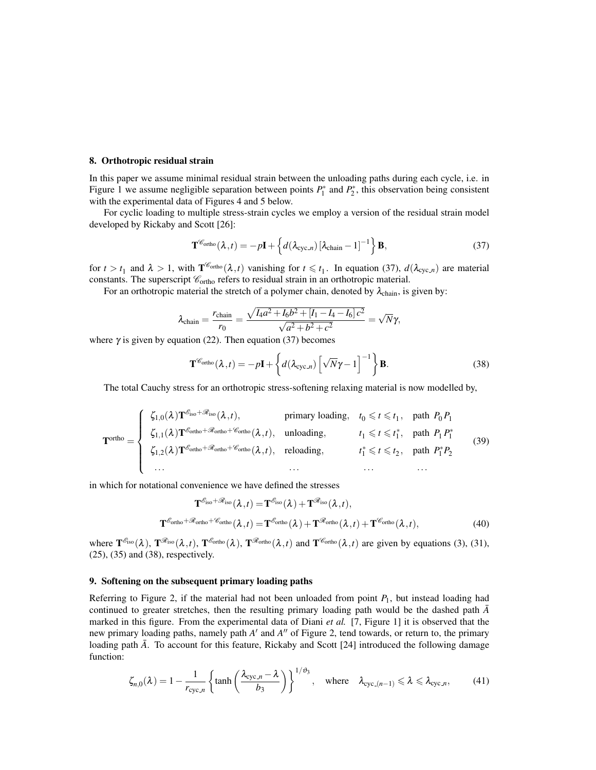## 8. Orthotropic residual strain

In this paper we assume minimal residual strain between the unloading paths during each cycle, i.e. in Figure 1 we assume negligible separation between points $P_1^*$ and $P_2^*$, this observation being consistent with the experimental data of Figures 4 and 5 below.

For cyclic loading to multiple stress-strain cycles we employ a version of the residual strain model developed by Rickaby and Scott [26]:

$$
\mathbf{T}^{\mathscr{C}_{\text{ortho}}}(\lambda,t) = -p\mathbf{I} + \left\{ d(\lambda_{\text{cyc}\_n})\left[\lambda_{\text{chain}} - 1\right]^{-1} \right\} \mathbf{B}, \tag{37}
$$

for $t > t_1$ and $\lambda > 1$, with $\mathbf{T}^{\mathscr{C}_{\text{ortho}}}(\lambda,t)$ vanishing for $t \leqslant t_1$. In equation (37), $d(\lambda_{\text{cyc}\_n})$ are material constants. The superscript $\mathscr{C}_{\text{ortho}}$ refers to residual strain in an orthotropic material.

For an orthotropic material the stretch of a polymer chain, denoted by $\lambda_{\text{chain}}$, is given by:

$$
\lambda_{\text{chain}} = \frac{r_{\text{chain}}}{r_0} = \frac{\sqrt{I_4 a^2 + I_6 b^2 + [I_1 - I_4 - I_6]\, c^2}}{\sqrt{a^2+b^2+c^2}} = \sqrt{N}\gamma,
$$

where $\gamma$ is given by equation (22). Then equation (37) becomes

$$
\mathbf{T}^{\mathscr{C}_{\text{ortho}}}(\lambda,t) = -p\mathbf{I} + \left\{ d(\lambda_{\text{cyc}\_n})\left[\sqrt{N}\gamma - 1\right]^{-1} \right\} \mathbf{B}. \tag{38}
$$

The total Cauchy stress for an orthotropic stress-softening relaxing material is now modelled by,

$$
\mathbf{T}^{\text{ortho}} = \begin{cases}
\zeta_{1,0}(\lambda)\mathbf{T}^{\mathscr{E}_{\text{iso}}+\mathscr{R}_{\text{iso}}}(\lambda,t), & \text{primary loading}, \quad t_0 \leqslant t \leqslant t_1, \quad \text{path } P_0P_1 \\
\zeta_{1,1}(\lambda)\mathbf{T}^{\mathscr{E}_{\text{ortho}}+\mathscr{R}_{\text{ortho}}+\mathscr{C}_{\text{ortho}}}(\lambda,t), & \text{unloading}, \quad t_1 \leqslant t \leqslant t_1^*, \quad \text{path } P_1P_1^* \\
\zeta_{1,2}(\lambda)\mathbf{T}^{\mathscr{E}_{\text{ortho}}+\mathscr{R}_{\text{ortho}}+\mathscr{C}_{\text{ortho}}}(\lambda,t), & \text{reloading}, \quad t_1^* \leqslant t \leqslant t_2, \quad \text{path } P_1^*P_2 \\
\quad \cdots & \quad \cdots \qquad\qquad \cdots \qquad\qquad \cdots
\end{cases} \tag{39}
$$

in which for notational convenience we have defined the stresses

$$
\begin{aligned}
\mathbf{T}^{\mathscr{E}_{\text{iso}}+\mathscr{R}_{\text{iso}}}(\lambda,t) &= \mathbf{T}^{\mathscr{E}_{\text{iso}}}(\lambda) + \mathbf{T}^{\mathscr{R}_{\text{iso}}}(\lambda,t), \\
\mathbf{T}^{\mathscr{E}_{\text{ortho}}+\mathscr{R}_{\text{ortho}}+\mathscr{C}_{\text{ortho}}}(\lambda,t) &= \mathbf{T}^{\mathscr{E}_{\text{ortho}}}(\lambda) + \mathbf{T}^{\mathscr{R}_{\text{ortho}}}(\lambda,t) + \mathbf{T}^{\mathscr{C}_{\text{ortho}}}(\lambda,t),
\end{aligned} \tag{40}
$$

where $\mathbf{T}^{\mathscr{E}_{\text{iso}}}(\lambda)$, $\mathbf{T}^{\mathscr{R}_{\text{iso}}}(\lambda,t)$, $\mathbf{T}^{\mathscr{E}_{\text{ortho}}}(\lambda)$, $\mathbf{T}^{\mathscr{R}_{\text{ortho}}}(\lambda,t)$ and $\mathbf{T}^{\mathscr{C}_{\text{ortho}}}(\lambda,t)$ are given by equations (3), (31), (25), (35) and (38), respectively.

## 9. Softening on the subsequent primary loading paths

Referring to Figure 2, if the material had not been unloaded from point $P_1$, but instead loading had continued to greater stretches, then the resulting primary loading path would be the dashed path $\bar{A}$ marked in this figure. From the experimental data of Diani *et al.* [7, Figure 1] it is observed that the new primary loading paths, namely path $A'$ and $A''$ of Figure 2, tend towards, or return to, the primary loading path $\bar{A}$. To account for this feature, Rickaby and Scott [24] introduced the following damage function:

$$
\zeta_{n,0}(\lambda) = 1 - \frac{1}{r_{\text{cyc}\_n}} \left\{ \tanh\left( \frac{\lambda_{\text{cyc}\_n} - \lambda}{b_3} \right) \right\}^{1/\vartheta_3}, \quad \text{where} \quad \lambda_{\text{cyc}\_(n-1)} \leqslant \lambda \leqslant \lambda_{\text{cyc}\_n}, \tag{41}
$$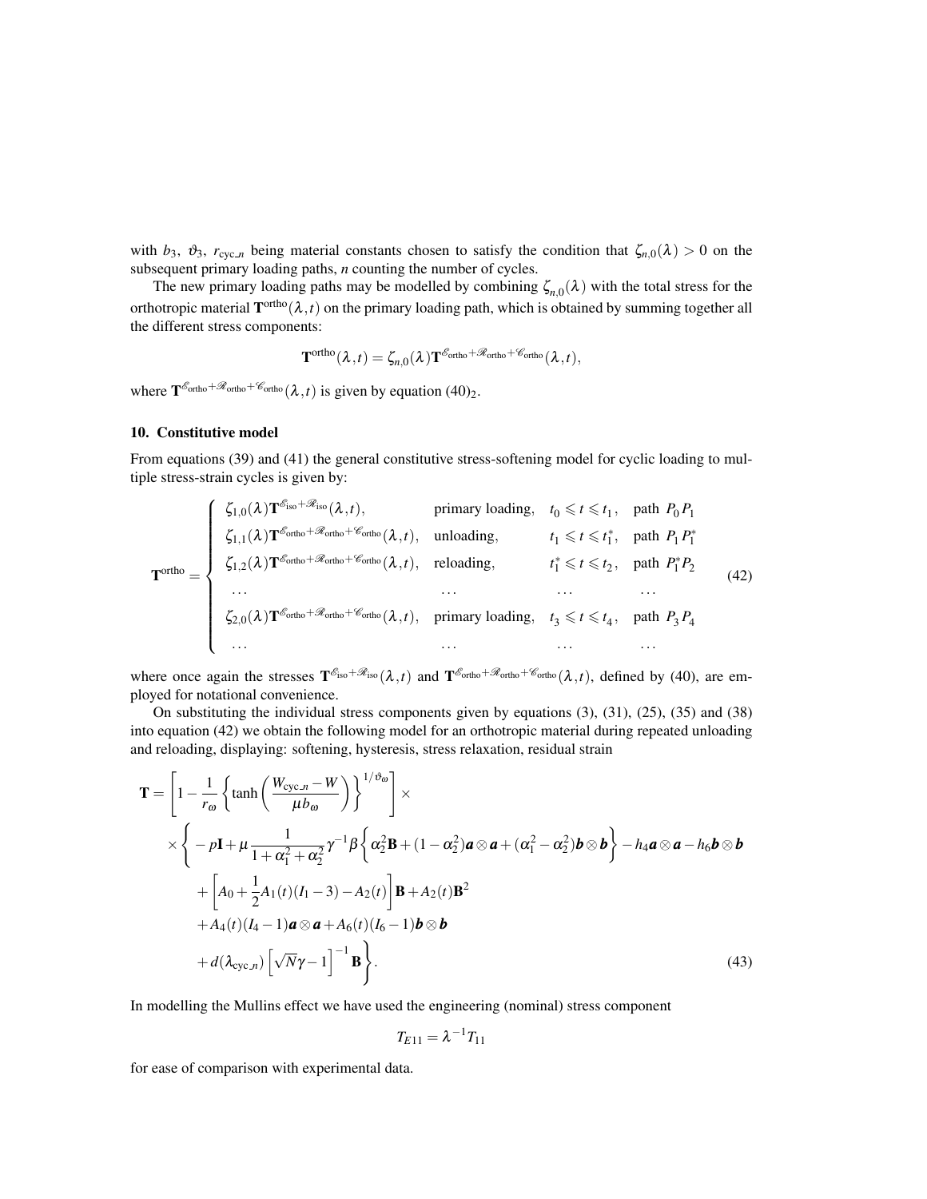with $b_3$, $\vartheta_3$, $r_{\text{cyc\_}n}$ being material constants chosen to satisfy the condition that $\zeta_{n,0}(\lambda) > 0$ on the subsequent primary loading paths, $n$ counting the number of cycles.

The new primary loading paths may be modelled by combining $\zeta_{n,0}(\lambda)$ with the total stress for the orthotropic material $\mathbf{T}^{\text{ortho}}(\lambda,t)$ on the primary loading path, which is obtained by summing together all the different stress components:

$$\mathbf{T}^{\text{ortho}}(\lambda,t) = \zeta_{n,0}(\lambda)\mathbf{T}^{\mathscr{E}_{\text{ortho}}+\mathscr{R}_{\text{ortho}}+\mathscr{C}_{\text{ortho}}}(\lambda,t),$$

where $\mathbf{T}^{\mathscr{E}_{\text{ortho}}+\mathscr{R}_{\text{ortho}}+\mathscr{C}_{\text{ortho}}}(\lambda,t)$ is given by equation $(40)_2$.

## 10. Constitutive model

From equations (39) and (41) the general constitutive stress-softening model for cyclic loading to multiple stress-strain cycles is given by:

$$\mathbf{T}^{\text{ortho}} = \begin{cases} \zeta_{1,0}(\lambda)\mathbf{T}^{\mathscr{E}_{\text{iso}}+\mathscr{R}_{\text{iso}}}(\lambda,t), & \text{primary loading}, \quad t_0 \leqslant t \leqslant t_1, \quad \text{path } P_0P_1 \\ \zeta_{1,1}(\lambda)\mathbf{T}^{\mathscr{E}_{\text{ortho}}+\mathscr{R}_{\text{ortho}}+\mathscr{C}_{\text{ortho}}}(\lambda,t), & \text{unloading}, \quad t_1 \leqslant t \leqslant t_1^*, \quad \text{path } P_1P_1^* \\ \zeta_{1,2}(\lambda)\mathbf{T}^{\mathscr{E}_{\text{ortho}}+\mathscr{R}_{\text{ortho}}+\mathscr{C}_{\text{ortho}}}(\lambda,t), & \text{reloading}, \quad t_1^* \leqslant t \leqslant t_2, \quad \text{path } P_1^*P_2 \\ \quad\cdots & \quad\cdots \quad\quad \cdots \quad\quad \cdots \\ \zeta_{2,0}(\lambda)\mathbf{T}^{\mathscr{E}_{\text{ortho}}+\mathscr{R}_{\text{ortho}}+\mathscr{C}_{\text{ortho}}}(\lambda,t), & \text{primary loading}, \quad t_3 \leqslant t \leqslant t_4, \quad \text{path } P_3P_4 \\ \quad\cdots & \quad\cdots \quad\quad \cdots \quad\quad \cdots \end{cases} \tag{42}$$

where once again the stresses $\mathbf{T}^{\mathscr{E}_{\text{iso}}+\mathscr{R}_{\text{iso}}}(\lambda,t)$ and $\mathbf{T}^{\mathscr{E}_{\text{ortho}}+\mathscr{R}_{\text{ortho}}+\mathscr{C}_{\text{ortho}}}(\lambda,t)$, defined by (40), are employed for notational convenience.

On substituting the individual stress components given by equations (3), (31), (25), (35) and (38) into equation (42) we obtain the following model for an orthotropic material during repeated unloading and reloading, displaying: softening, hysteresis, stress relaxation, residual strain

$$\begin{aligned}
\mathbf{T} = &\left[1 - \frac{1}{r_\omega}\left\{\tanh\left(\frac{W_{\text{cyc\_}n} - W}{\mu b_\omega}\right)\right\}^{1/\vartheta_\omega}\right] \times \\
&\times \Bigg\{ -p\mathbf{I} + \mu\frac{1}{1+\alpha_1^2+\alpha_2^2}\gamma^{-1}\beta\left\{\alpha_2^2\mathbf{B} + (1-\alpha_2^2)\boldsymbol{a}\otimes\boldsymbol{a} + (\alpha_1^2-\alpha_2^2)\boldsymbol{b}\otimes\boldsymbol{b}\right\} - h_4\boldsymbol{a}\otimes\boldsymbol{a} - h_6\boldsymbol{b}\otimes\boldsymbol{b} \\
&+ \left[A_0 + \frac{1}{2}A_1(t)(I_1-3) - A_2(t)\right]\mathbf{B} + A_2(t)\mathbf{B}^2 \\
&+ A_4(t)(I_4-1)\boldsymbol{a}\otimes\boldsymbol{a} + A_6(t)(I_6-1)\boldsymbol{b}\otimes\boldsymbol{b} \\
&+ d(\lambda_{\text{cyc\_}n})\left[\sqrt{N}\gamma - 1\right]^{-1}\mathbf{B}\Bigg\}.
\end{aligned} \tag{43}$$

In modelling the Mullins effect we have used the engineering (nominal) stress component

$$T_{E11} = \lambda^{-1}T_{11}$$

for ease of comparison with experimental data.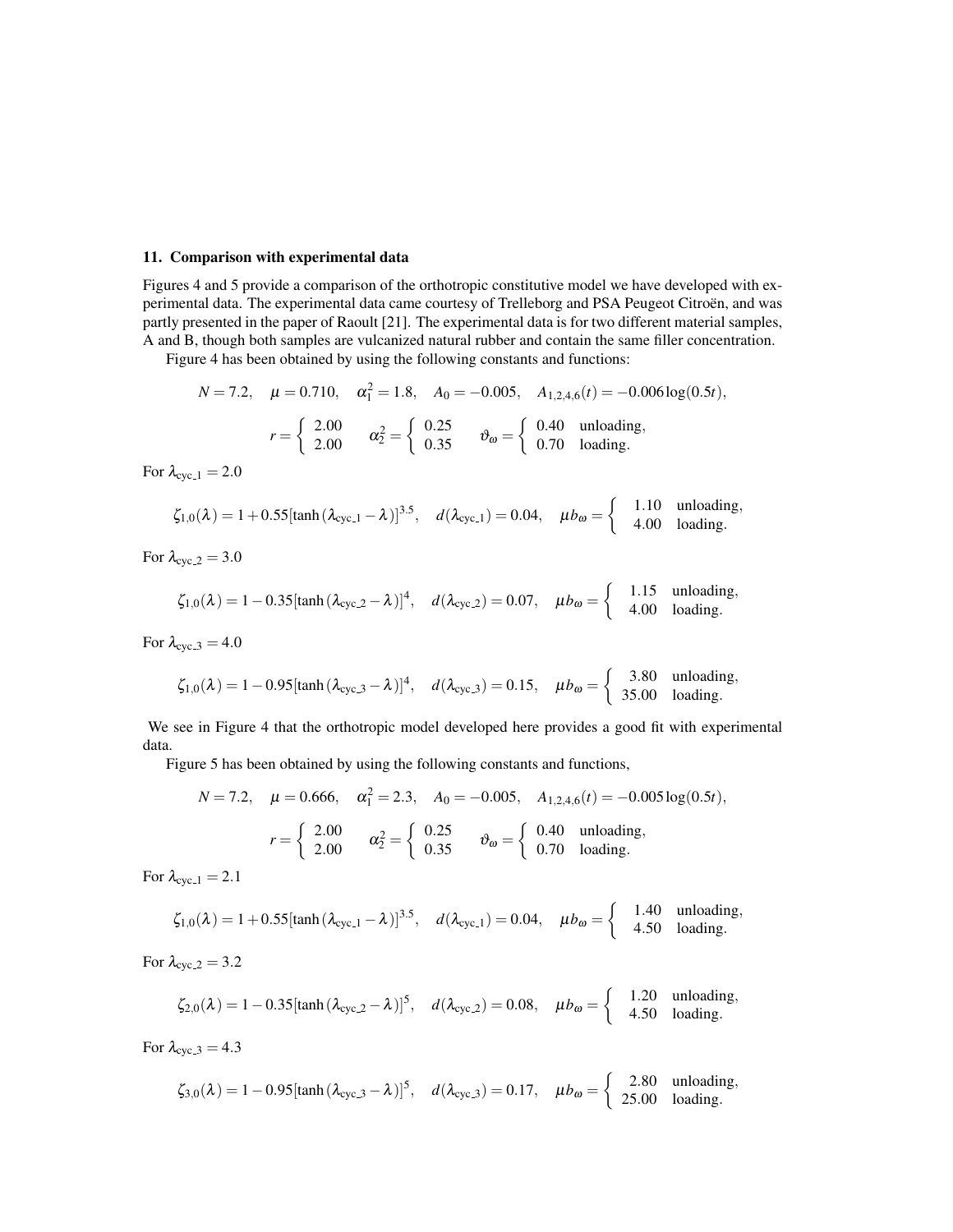## 11. Comparison with experimental data

Figures 4 and 5 provide a comparison of the orthotropic constitutive model we have developed with experimental data. The experimental data came courtesy of Trelleborg and PSA Peugeot Citroën, and was partly presented in the paper of Raoult [21]. The experimental data is for two different material samples, A and B, though both samples are vulcanized natural rubber and contain the same filler concentration.

Figure 4 has been obtained by using the following constants and functions:

$$N = 7.2, \quad \mu = 0.710, \quad \alpha_1^2 = 1.8, \quad A_0 = -0.005, \quad A_{1,2,4,6}(t) = -0.006 \log(0.5t),$$

$$r = \begin{cases} 2.00 \\ 2.00 \end{cases} \quad \alpha_2^2 = \begin{cases} 0.25 \\ 0.35 \end{cases} \quad \vartheta_\omega = \begin{cases} 0.40 & \text{unloading,} \\ 0.70 & \text{loading.} \end{cases}$$

For $\lambda_{\text{cyc\_1}} = 2.0$

$$\zeta_{1,0}(\lambda) = 1 + 0.55[\tanh(\lambda_{\text{cyc\_1}} - \lambda)]^{3.5}, \quad d(\lambda_{\text{cyc\_1}}) = 0.04, \quad \mu b_\omega = \begin{cases} 1.10 & \text{unloading,} \\ 4.00 & \text{loading.} \end{cases}$$

For $\lambda_{\text{cyc\_2}} = 3.0$

$$\zeta_{1,0}(\lambda) = 1 - 0.35[\tanh(\lambda_{\text{cyc\_2}} - \lambda)]^{4}, \quad d(\lambda_{\text{cyc\_2}}) = 0.07, \quad \mu b_\omega = \begin{cases} 1.15 & \text{unloading,} \\ 4.00 & \text{loading.} \end{cases}$$

For $\lambda_{\text{cyc\_3}} = 4.0$

$$\zeta_{1,0}(\lambda) = 1 - 0.95[\tanh(\lambda_{\text{cyc\_3}} - \lambda)]^{4}, \quad d(\lambda_{\text{cyc\_3}}) = 0.15, \quad \mu b_\omega = \begin{cases} 3.80 & \text{unloading,} \\ 35.00 & \text{loading.} \end{cases}$$

We see in Figure 4 that the orthotropic model developed here provides a good fit with experimental data.

Figure 5 has been obtained by using the following constants and functions,

$$N = 7.2, \quad \mu = 0.666, \quad \alpha_1^2 = 2.3, \quad A_0 = -0.005, \quad A_{1,2,4,6}(t) = -0.005 \log(0.5t),$$

$$r = \begin{cases} 2.00 \\ 2.00 \end{cases} \quad \alpha_2^2 = \begin{cases} 0.25 \\ 0.35 \end{cases} \quad \vartheta_\omega = \begin{cases} 0.40 & \text{unloading,} \\ 0.70 & \text{loading.} \end{cases}$$

For $\lambda_{\text{cyc\_1}} = 2.1$

$$\zeta_{1,0}(\lambda) = 1 + 0.55[\tanh(\lambda_{\text{cyc\_1}} - \lambda)]^{3.5}, \quad d(\lambda_{\text{cyc\_1}}) = 0.04, \quad \mu b_\omega = \begin{cases} 1.40 & \text{unloading,} \\ 4.50 & \text{loading.} \end{cases}$$

For $\lambda_{\text{cyc\_2}} = 3.2$

$$\zeta_{2,0}(\lambda) = 1 - 0.35[\tanh(\lambda_{\text{cyc\_2}} - \lambda)]^{5}, \quad d(\lambda_{\text{cyc\_2}}) = 0.08, \quad \mu b_\omega = \begin{cases} 1.20 & \text{unloading,} \\ 4.50 & \text{loading.} \end{cases}$$

For $\lambda_{\text{cyc\_3}} = 4.3$

$$\zeta_{3,0}(\lambda) = 1 - 0.95[\tanh(\lambda_{\text{cyc\_3}} - \lambda)]^{5}, \quad d(\lambda_{\text{cyc\_3}}) = 0.17, \quad \mu b_\omega = \begin{cases} 2.80 & \text{unloading,} \\ 25.00 & \text{loading.} \end{cases}$$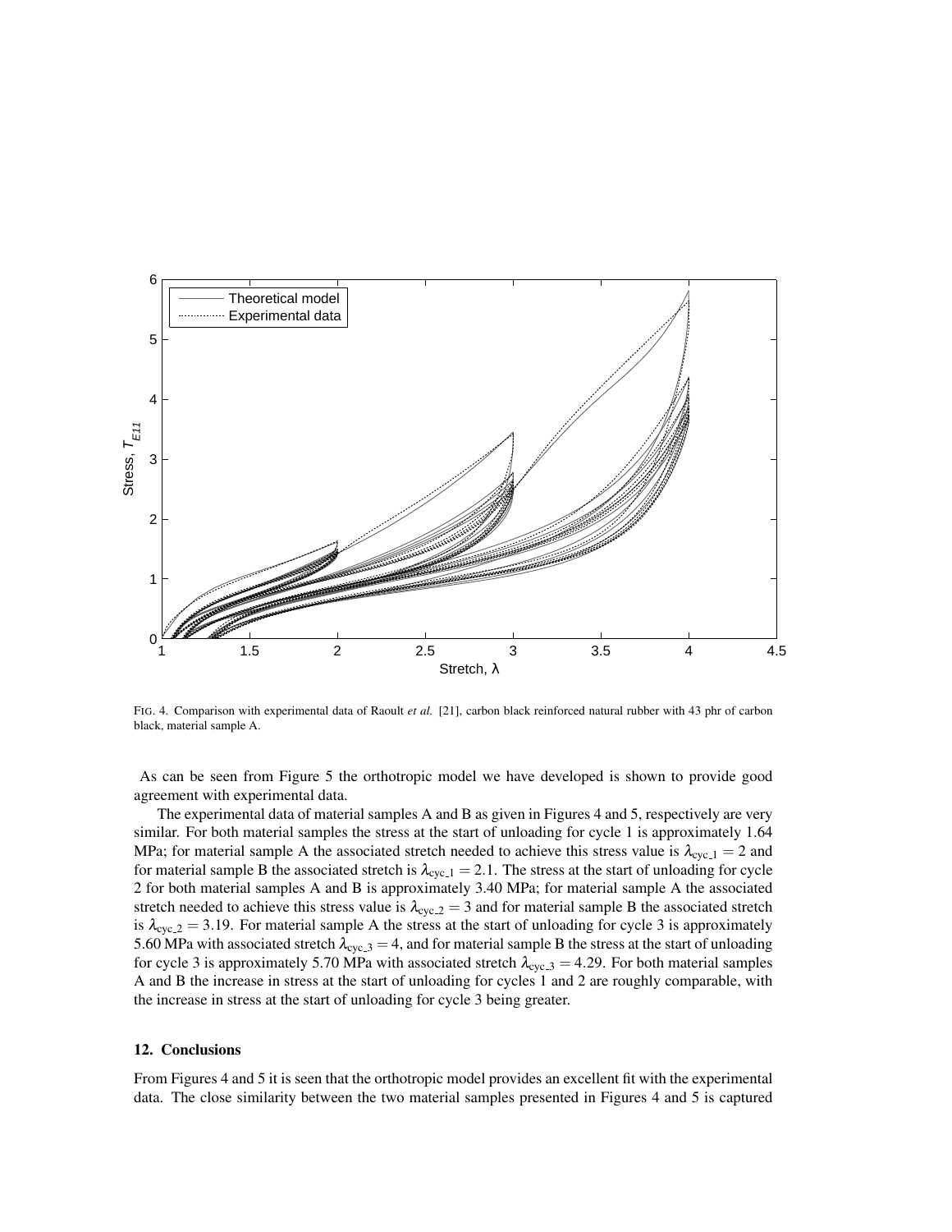FIG. 4. Comparison with experimental data of Raoult *et al.* [21], carbon black reinforced natural rubber with 43 phr of carbon black, material sample A.

As can be seen from Figure 5 the orthotropic model we have developed is shown to provide good agreement with experimental data.

The experimental data of material samples A and B as given in Figures 4 and 5, respectively are very similar. For both material samples the stress at the start of unloading for cycle 1 is approximately 1.64 MPa; for material sample A the associated stretch needed to achieve this stress value is $\lambda_{\text{cyc\_1}} = 2$ and for material sample B the associated stretch is $\lambda_{\text{cyc\_1}} = 2.1$. The stress at the start of unloading for cycle 2 for both material samples A and B is approximately 3.40 MPa; for material sample A the associated stretch needed to achieve this stress value is $\lambda_{\text{cyc\_2}} = 3$ and for material sample B the associated stretch is $\lambda_{\text{cyc\_2}} = 3.19$. For material sample A the stress at the start of unloading for cycle 3 is approximately 5.60 MPa with associated stretch $\lambda_{\text{cyc\_3}} = 4$, and for material sample B the stress at the start of unloading for cycle 3 is approximately 5.70 MPa with associated stretch $\lambda_{\text{cyc\_3}} = 4.29$. For both material samples A and B the increase in stress at the start of unloading for cycles 1 and 2 are roughly comparable, with the increase in stress at the start of unloading for cycle 3 being greater.

## 12. Conclusions

From Figures 4 and 5 it is seen that the orthotropic model provides an excellent fit with the experimental data. The close similarity between the two material samples presented in Figures 4 and 5 is captured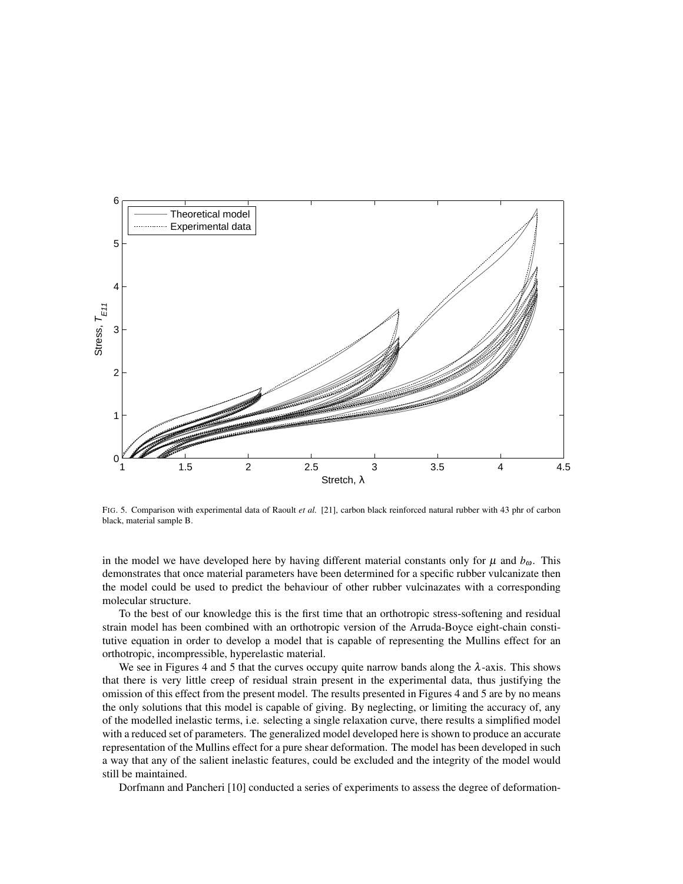FIG. 5. Comparison with experimental data of Raoult *et al.* [21], carbon black reinforced natural rubber with 43 phr of carbon black, material sample B.

in the model we have developed here by having different material constants only for $\mu$ and $b_\omega$. This demonstrates that once material parameters have been determined for a specific rubber vulcanizate then the model could be used to predict the behaviour of other rubber vulcinazates with a corresponding molecular structure.

To the best of our knowledge this is the first time that an orthotropic stress-softening and residual strain model has been combined with an orthotropic version of the Arruda-Boyce eight-chain constitutive equation in order to develop a model that is capable of representing the Mullins effect for an orthotropic, incompressible, hyperelastic material.

We see in Figures 4 and 5 that the curves occupy quite narrow bands along the $\lambda$-axis. This shows that there is very little creep of residual strain present in the experimental data, thus justifying the omission of this effect from the present model. The results presented in Figures 4 and 5 are by no means the only solutions that this model is capable of giving. By neglecting, or limiting the accuracy of, any of the modelled inelastic terms, i.e. selecting a single relaxation curve, there results a simplified model with a reduced set of parameters. The generalized model developed here is shown to produce an accurate representation of the Mullins effect for a pure shear deformation. The model has been developed in such a way that any of the salient inelastic features, could be excluded and the integrity of the model would still be maintained.

Dorfmann and Pancheri [10] conducted a series of experiments to assess the degree of deformation-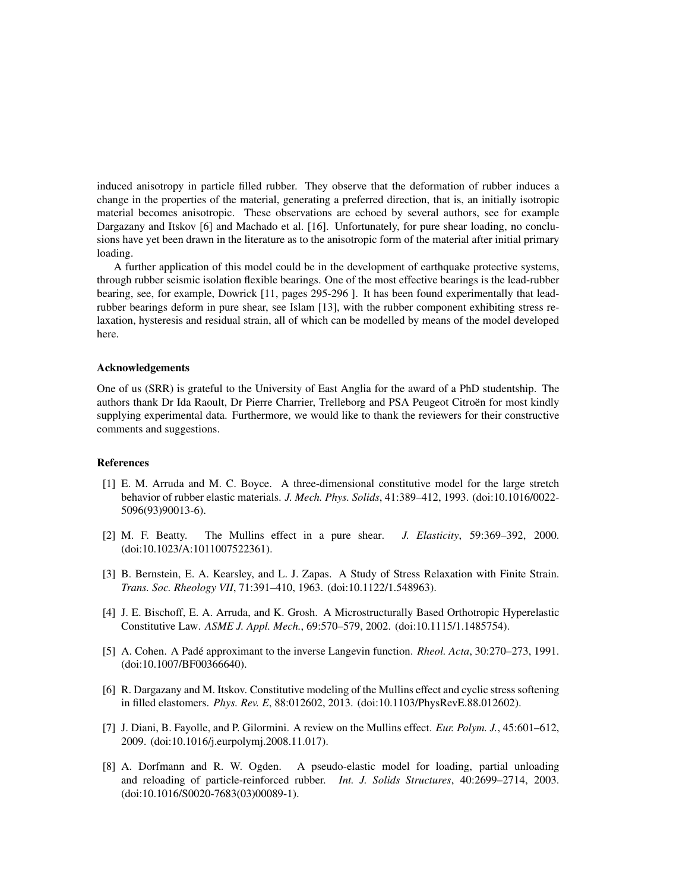induced anisotropy in particle filled rubber. They observe that the deformation of rubber induces a change in the properties of the material, generating a preferred direction, that is, an initially isotropic material becomes anisotropic. These observations are echoed by several authors, see for example Dargazany and Itskov [6] and Machado et al. [16]. Unfortunately, for pure shear loading, no conclusions have yet been drawn in the literature as to the anisotropic form of the material after initial primary loading.

A further application of this model could be in the development of earthquake protective systems, through rubber seismic isolation flexible bearings. One of the most effective bearings is the lead-rubber bearing, see, for example, Dowrick [11, pages 295-296 ]. It has been found experimentally that lead-rubber bearings deform in pure shear, see Islam [13], with the rubber component exhibiting stress relaxation, hysteresis and residual strain, all of which can be modelled by means of the model developed here.

#### Acknowledgements

One of us (SRR) is grateful to the University of East Anglia for the award of a PhD studentship. The authors thank Dr Ida Raoult, Dr Pierre Charrier, Trelleborg and PSA Peugeot Citroën for most kindly supplying experimental data. Furthermore, we would like to thank the reviewers for their constructive comments and suggestions.

#### References

[1] E. M. Arruda and M. C. Boyce. A three-dimensional constitutive model for the large stretch behavior of rubber elastic materials. *J. Mech. Phys. Solids*, 41:389–412, 1993. (doi:10.1016/0022-5096(93)90013-6).

[2] M. F. Beatty. The Mullins effect in a pure shear. *J. Elasticity*, 59:369–392, 2000. (doi:10.1023/A:1011007522361).

[3] B. Bernstein, E. A. Kearsley, and L. J. Zapas. A Study of Stress Relaxation with Finite Strain. *Trans. Soc. Rheology VII*, 71:391–410, 1963. (doi:10.1122/1.548963).

[4] J. E. Bischoff, E. A. Arruda, and K. Grosh. A Microstructurally Based Orthotropic Hyperelastic Constitutive Law. *ASME J. Appl. Mech.*, 69:570–579, 2002. (doi:10.1115/1.1485754).

[5] A. Cohen. A Padé approximant to the inverse Langevin function. *Rheol. Acta*, 30:270–273, 1991. (doi:10.1007/BF00366640).

[6] R. Dargazany and M. Itskov. Constitutive modeling of the Mullins effect and cyclic stress softening in filled elastomers. *Phys. Rev. E*, 88:012602, 2013. (doi:10.1103/PhysRevE.88.012602).

[7] J. Diani, B. Fayolle, and P. Gilormini. A review on the Mullins effect. *Eur. Polym. J.*, 45:601–612, 2009. (doi:10.1016/j.eurpolymj.2008.11.017).

[8] A. Dorfmann and R. W. Ogden. A pseudo-elastic model for loading, partial unloading and reloading of particle-reinforced rubber. *Int. J. Solids Structures*, 40:2699–2714, 2003. (doi:10.1016/S0020-7683(03)00089-1).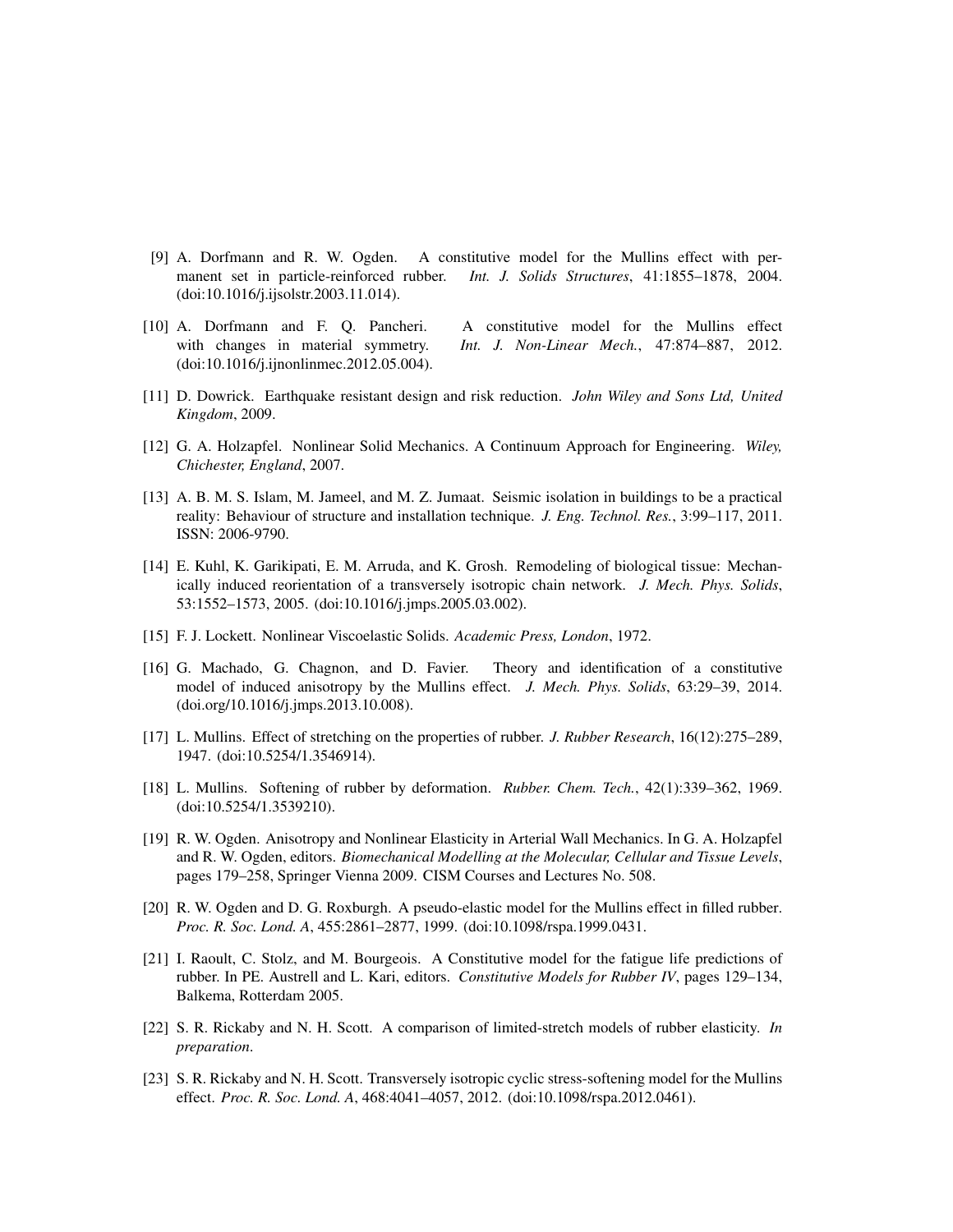[9] A. Dorfmann and R. W. Ogden. A constitutive model for the Mullins effect with permanent set in particle-reinforced rubber. *Int. J. Solids Structures*, 41:1855–1878, 2004. (doi:10.1016/j.ijsolstr.2003.11.014).

[10] A. Dorfmann and F. Q. Pancheri. A constitutive model for the Mullins effect with changes in material symmetry. *Int. J. Non-Linear Mech.*, 47:874–887, 2012. (doi:10.1016/j.ijnonlinmec.2012.05.004).

[11] D. Dowrick. Earthquake resistant design and risk reduction. *John Wiley and Sons Ltd, United Kingdom*, 2009.

[12] G. A. Holzapfel. Nonlinear Solid Mechanics. A Continuum Approach for Engineering. *Wiley, Chichester, England*, 2007.

[13] A. B. M. S. Islam, M. Jameel, and M. Z. Jumaat. Seismic isolation in buildings to be a practical reality: Behaviour of structure and installation technique. *J. Eng. Technol. Res.*, 3:99–117, 2011. ISSN: 2006-9790.

[14] E. Kuhl, K. Garikipati, E. M. Arruda, and K. Grosh. Remodeling of biological tissue: Mechanically induced reorientation of a transversely isotropic chain network. *J. Mech. Phys. Solids*, 53:1552–1573, 2005. (doi:10.1016/j.jmps.2005.03.002).

[15] F. J. Lockett. Nonlinear Viscoelastic Solids. *Academic Press, London*, 1972.

[16] G. Machado, G. Chagnon, and D. Favier. Theory and identification of a constitutive model of induced anisotropy by the Mullins effect. *J. Mech. Phys. Solids*, 63:29–39, 2014. (doi.org/10.1016/j.jmps.2013.10.008).

[17] L. Mullins. Effect of stretching on the properties of rubber. *J. Rubber Research*, 16(12):275–289, 1947. (doi:10.5254/1.3546914).

[18] L. Mullins. Softening of rubber by deformation. *Rubber. Chem. Tech.*, 42(1):339–362, 1969. (doi:10.5254/1.3539210).

[19] R. W. Ogden. Anisotropy and Nonlinear Elasticity in Arterial Wall Mechanics. In G. A. Holzapfel and R. W. Ogden, editors. *Biomechanical Modelling at the Molecular, Cellular and Tissue Levels*, pages 179–258, Springer Vienna 2009. CISM Courses and Lectures No. 508.

[20] R. W. Ogden and D. G. Roxburgh. A pseudo-elastic model for the Mullins effect in filled rubber. *Proc. R. Soc. Lond. A*, 455:2861–2877, 1999. (doi:10.1098/rspa.1999.0431.

[21] I. Raoult, C. Stolz, and M. Bourgeois. A Constitutive model for the fatigue life predictions of rubber. In PE. Austrell and L. Kari, editors. *Constitutive Models for Rubber IV*, pages 129–134, Balkema, Rotterdam 2005.

[22] S. R. Rickaby and N. H. Scott. A comparison of limited-stretch models of rubber elasticity. *In preparation*.

[23] S. R. Rickaby and N. H. Scott. Transversely isotropic cyclic stress-softening model for the Mullins effect. *Proc. R. Soc. Lond. A*, 468:4041–4057, 2012. (doi:10.1098/rspa.2012.0461).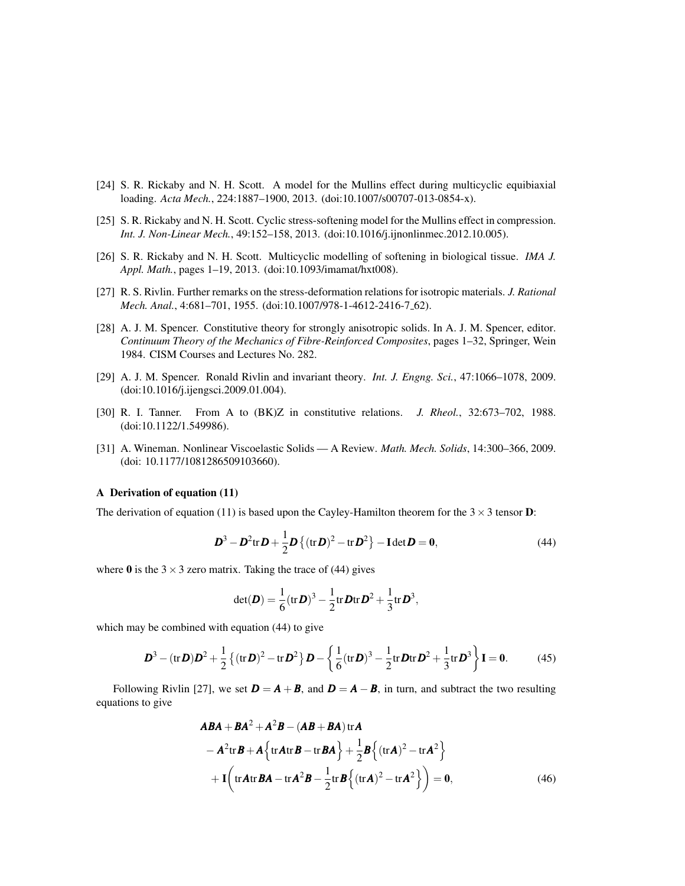[24] S. R. Rickaby and N. H. Scott. A model for the Mullins effect during multicyclic equibiaxial loading. *Acta Mech.*, 224:1887–1900, 2013. (doi:10.1007/s00707-013-0854-x).

[25] S. R. Rickaby and N. H. Scott. Cyclic stress-softening model for the Mullins effect in compression. *Int. J. Non-Linear Mech.*, 49:152–158, 2013. (doi:10.1016/j.ijnonlinmec.2012.10.005).

[26] S. R. Rickaby and N. H. Scott. Multicyclic modelling of softening in biological tissue. *IMA J. Appl. Math.*, pages 1–19, 2013. (doi:10.1093/imamat/hxt008).

[27] R. S. Rivlin. Further remarks on the stress-deformation relations for isotropic materials. *J. Rational Mech. Anal.*, 4:681–701, 1955. (doi:10.1007/978-1-4612-2416-7_62).

[28] A. J. M. Spencer. Constitutive theory for strongly anisotropic solids. In A. J. M. Spencer, editor. *Continuum Theory of the Mechanics of Fibre-Reinforced Composites*, pages 1–32, Springer, Wein 1984. CISM Courses and Lectures No. 282.

[29] A. J. M. Spencer. Ronald Rivlin and invariant theory. *Int. J. Engng. Sci.*, 47:1066–1078, 2009. (doi:10.1016/j.ijengsci.2009.01.004).

[30] R. I. Tanner. From A to (BK)Z in constitutive relations. *J. Rheol.*, 32:673–702, 1988. (doi:10.1122/1.549986).

[31] A. Wineman. Nonlinear Viscoelastic Solids — A Review. *Math. Mech. Solids*, 14:300–366, 2009. (doi: 10.1177/1081286509103660).

## A Derivation of equation (11)

The derivation of equation (11) is based upon the Cayley-Hamilton theorem for the $3 \times 3$ tensor $\mathbf{D}$:

$$\boldsymbol{D}^3 - \boldsymbol{D}^2 \mathrm{tr}\,\boldsymbol{D} + \frac{1}{2}\boldsymbol{D}\left\{(\mathrm{tr}\,\boldsymbol{D})^2 - \mathrm{tr}\,\boldsymbol{D}^2\right\} - \mathbf{I}\det\boldsymbol{D} = \mathbf{0}, \tag{44}$$

where $\mathbf{0}$ is the $3 \times 3$ zero matrix. Taking the trace of (44) gives

$$\det(\boldsymbol{D}) = \frac{1}{6}(\mathrm{tr}\,\boldsymbol{D})^3 - \frac{1}{2}\mathrm{tr}\,\boldsymbol{D}\mathrm{tr}\,\boldsymbol{D}^2 + \frac{1}{3}\mathrm{tr}\,\boldsymbol{D}^3,$$

which may be combined with equation (44) to give

$$\boldsymbol{D}^3 - (\mathrm{tr}\,\boldsymbol{D})\boldsymbol{D}^2 + \frac{1}{2}\left\{(\mathrm{tr}\,\boldsymbol{D})^2 - \mathrm{tr}\,\boldsymbol{D}^2\right\}\boldsymbol{D} - \left\{\frac{1}{6}(\mathrm{tr}\,\boldsymbol{D})^3 - \frac{1}{2}\mathrm{tr}\,\boldsymbol{D}\mathrm{tr}\,\boldsymbol{D}^2 + \frac{1}{3}\mathrm{tr}\,\boldsymbol{D}^3\right\}\mathbf{I} = \mathbf{0}. \tag{45}$$

Following Rivlin [27], we set $\boldsymbol{D} = \boldsymbol{A} + \boldsymbol{B}$, and $\boldsymbol{D} = \boldsymbol{A} - \boldsymbol{B}$, in turn, and subtract the two resulting equations to give

$$\begin{aligned}
&\boldsymbol{ABA} + \boldsymbol{BA}^2 + \boldsymbol{A}^2\boldsymbol{B} - (\boldsymbol{AB} + \boldsymbol{BA})\,\mathrm{tr}\,\boldsymbol{A} \\
&- \boldsymbol{A}^2\mathrm{tr}\,\boldsymbol{B} + \boldsymbol{A}\Big\{\mathrm{tr}\,\boldsymbol{A}\mathrm{tr}\,\boldsymbol{B} - \mathrm{tr}\,\boldsymbol{BA}\Big\} + \frac{1}{2}\boldsymbol{B}\Big\{(\mathrm{tr}\,\boldsymbol{A})^2 - \mathrm{tr}\,\boldsymbol{A}^2\Big\} \\
&+ \mathbf{I}\bigg(\mathrm{tr}\,\boldsymbol{A}\mathrm{tr}\,\boldsymbol{BA} - \mathrm{tr}\,\boldsymbol{A}^2\boldsymbol{B} - \frac{1}{2}\mathrm{tr}\,\boldsymbol{B}\Big\{(\mathrm{tr}\,\boldsymbol{A})^2 - \mathrm{tr}\,\boldsymbol{A}^2\Big\}\bigg) = \mathbf{0},
\end{aligned} \tag{46}$$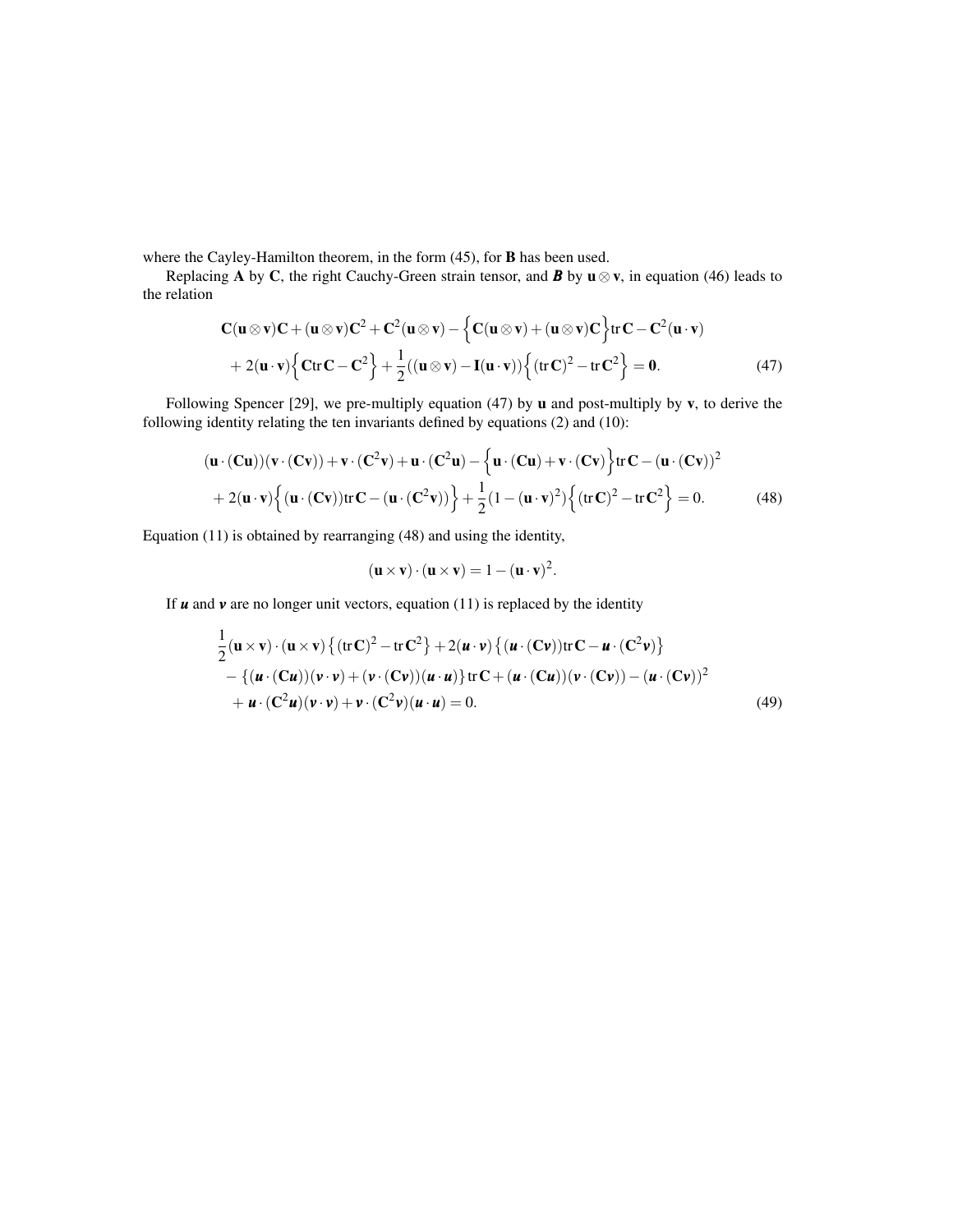where the Cayley-Hamilton theorem, in the form (45), for $\mathbf{B}$ has been used.

Replacing $\mathbf{A}$ by $\mathbf{C}$, the right Cauchy-Green strain tensor, and $\boldsymbol{B}$ by $\mathbf{u}\otimes\mathbf{v}$, in equation (46) leads to the relation

$$
\begin{aligned}
&\mathbf{C}(\mathbf{u}\otimes\mathbf{v})\mathbf{C}+(\mathbf{u}\otimes\mathbf{v})\mathbf{C}^2+\mathbf{C}^2(\mathbf{u}\otimes\mathbf{v})-\Big\{\mathbf{C}(\mathbf{u}\otimes\mathbf{v})+(\mathbf{u}\otimes\mathbf{v})\mathbf{C}\Big\}\operatorname{tr}\mathbf{C}-\mathbf{C}^2(\mathbf{u}\cdot\mathbf{v})\\
&\quad+2(\mathbf{u}\cdot\mathbf{v})\Big\{\mathbf{C}\operatorname{tr}\mathbf{C}-\mathbf{C}^2\Big\}+\frac{1}{2}((\mathbf{u}\otimes\mathbf{v})-\mathbf{I}(\mathbf{u}\cdot\mathbf{v}))\Big\{(\operatorname{tr}\mathbf{C})^2-\operatorname{tr}\mathbf{C}^2\Big\}=\mathbf{0}. \qquad (47)
\end{aligned}
$$

Following Spencer [29], we pre-multiply equation (47) by $\mathbf{u}$ and post-multiply by $\mathbf{v}$, to derive the following identity relating the ten invariants defined by equations (2) and (10):

$$
\begin{aligned}
&(\mathbf{u}\cdot(\mathbf{C}\mathbf{u}))(\mathbf{v}\cdot(\mathbf{C}\mathbf{v}))+\mathbf{v}\cdot(\mathbf{C}^2\mathbf{v})+\mathbf{u}\cdot(\mathbf{C}^2\mathbf{u})-\Big\{\mathbf{u}\cdot(\mathbf{C}\mathbf{u})+\mathbf{v}\cdot(\mathbf{C}\mathbf{v})\Big\}\operatorname{tr}\mathbf{C}-(\mathbf{u}\cdot(\mathbf{C}\mathbf{v}))^2\\
&\quad+2(\mathbf{u}\cdot\mathbf{v})\Big\{(\mathbf{u}\cdot(\mathbf{C}\mathbf{v}))\operatorname{tr}\mathbf{C}-(\mathbf{u}\cdot(\mathbf{C}^2\mathbf{v}))\Big\}+\frac{1}{2}(1-(\mathbf{u}\cdot\mathbf{v})^2)\Big\{(\operatorname{tr}\mathbf{C})^2-\operatorname{tr}\mathbf{C}^2\Big\}=0. \qquad (48)
\end{aligned}
$$

Equation (11) is obtained by rearranging (48) and using the identity,

$$
(\mathbf{u}\times\mathbf{v})\cdot(\mathbf{u}\times\mathbf{v})=1-(\mathbf{u}\cdot\mathbf{v})^2.
$$

If $\boldsymbol{u}$ and $\boldsymbol{v}$ are no longer unit vectors, equation (11) is replaced by the identity

$$
\begin{aligned}
&\frac{1}{2}(\mathbf{u}\times\mathbf{v})\cdot(\mathbf{u}\times\mathbf{v})\left\{(\operatorname{tr}\mathbf{C})^2-\operatorname{tr}\mathbf{C}^2\right\}+2(\boldsymbol{u}\cdot\boldsymbol{v})\left\{(\boldsymbol{u}\cdot(\mathbf{C}\boldsymbol{v}))\operatorname{tr}\mathbf{C}-\boldsymbol{u}\cdot(\mathbf{C}^2\boldsymbol{v})\right\}\\
&\quad-\left\{(\boldsymbol{u}\cdot(\mathbf{C}\boldsymbol{u}))(\boldsymbol{v}\cdot\boldsymbol{v})+(\boldsymbol{v}\cdot(\mathbf{C}\boldsymbol{v}))(\boldsymbol{u}\cdot\boldsymbol{u})\right\}\operatorname{tr}\mathbf{C}+(\boldsymbol{u}\cdot(\mathbf{C}\boldsymbol{u}))(\boldsymbol{v}\cdot(\mathbf{C}\boldsymbol{v}))-(\boldsymbol{u}\cdot(\mathbf{C}\boldsymbol{v}))^2\\
&\quad+\boldsymbol{u}\cdot(\mathbf{C}^2\boldsymbol{u})(\boldsymbol{v}\cdot\boldsymbol{v})+\boldsymbol{v}\cdot(\mathbf{C}^2\boldsymbol{v})(\boldsymbol{u}\cdot\boldsymbol{u})=0. \qquad (49)
\end{aligned}
$$